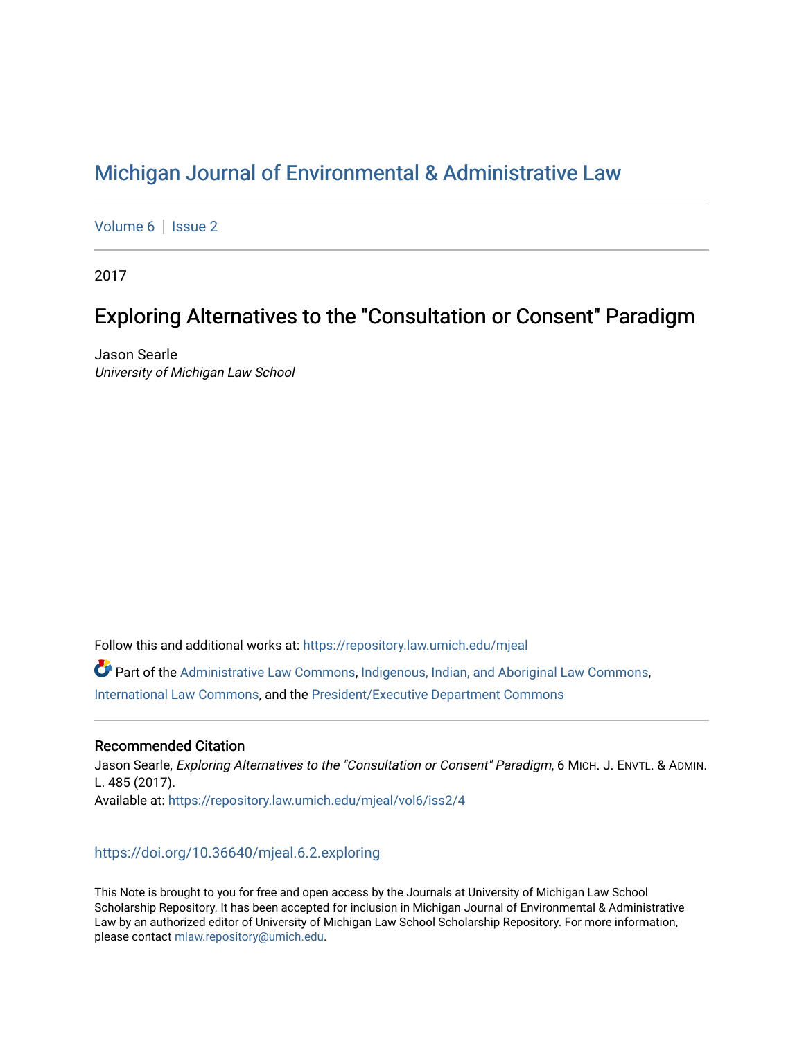# Michigan Journal of Environmental & Administrative Law

Volume 6 | Issue 2

2017

## Exploring Alternatives to the "Consultation or Consent" Paradigm

Jason Searle
*University of Michigan Law School*

Follow this and additional works at: https://repository.law.umich.edu/mjeal

Part of the Administrative Law Commons, Indigenous, Indian, and Aboriginal Law Commons, International Law Commons, and the President/Executive Department Commons

### Recommended Citation

Jason Searle, *Exploring Alternatives to the "Consultation or Consent" Paradigm*, 6 MICH. J. ENVTL. & ADMIN. L. 485 (2017).
Available at: https://repository.law.umich.edu/mjeal/vol6/iss2/4

https://doi.org/10.36640/mjeal.6.2.exploring

This Note is brought to you for free and open access by the Journals at University of Michigan Law School Scholarship Repository. It has been accepted for inclusion in Michigan Journal of Environmental & Administrative Law by an authorized editor of University of Michigan Law School Scholarship Repository. For more information, please contact mlaw.repository@umich.edu.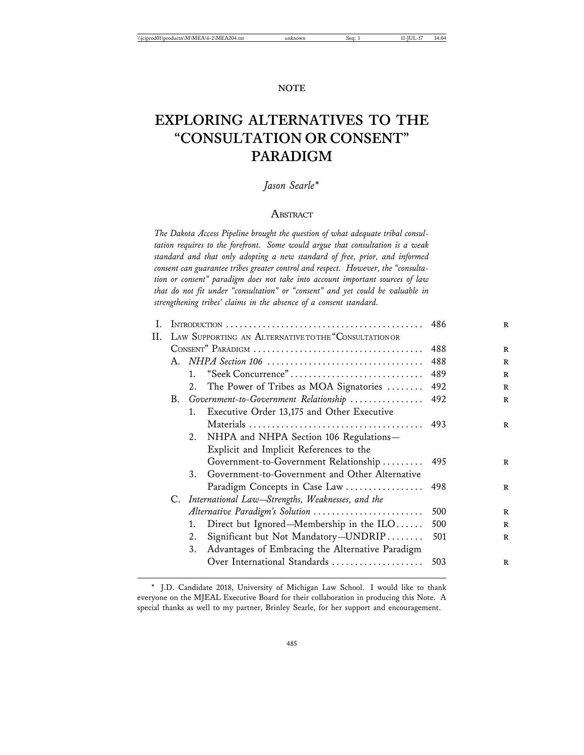NOTE

# EXPLORING ALTERNATIVES TO THE "CONSULTATION OR CONSENT" PARADIGM

*Jason Searle**

## Abstract

*The Dakota Access Pipeline brought the question of what adequate tribal consultation requires to the forefront. Some would argue that consultation is a weak standard and that only adopting a new standard of free, prior, and informed consent can guarantee tribes greater control and respect. However, the "consultation or consent" paradigm does not take into account important sources of law that do not fit under "consultation" or "consent" and yet could be valuable in strengthening tribes' claims in the absence of a consent standard.*

- I. Introduction .......... 486
- II. Law Supporting an Alternative to the "Consultation or Consent" Paradigm .......... 488
  - A. *NHPA Section 106* .......... 488
    - 1. "Seek Concurrence" .......... 489
    - 2. The Power of Tribes as MOA Signatories .......... 492
  - B. *Government-to-Government Relationship* .......... 492
    - 1. Executive Order 13,175 and Other Executive Materials .......... 493
    - 2. NHPA and NHPA Section 106 Regulations—Explicit and Implicit References to the Government-to-Government Relationship .......... 495
    - 3. Government-to-Government and Other Alternative Paradigm Concepts in Case Law .......... 498
  - C. *International Law—Strengths, Weaknesses, and the Alternative Paradigm's Solution* .......... 500
    - 1. Direct but Ignored—Membership in the ILO .......... 500
    - 2. Significant but Not Mandatory—UNDRIP .......... 501
    - 3. Advantages of Embracing the Alternative Paradigm Over International Standards .......... 503

---

\* J.D. Candidate 2018, University of Michigan Law School. I would like to thank everyone on the MJEAL Executive Board for their collaboration in producing this Note. A special thanks as well to my partner, Brinley Searle, for her support and encouragement.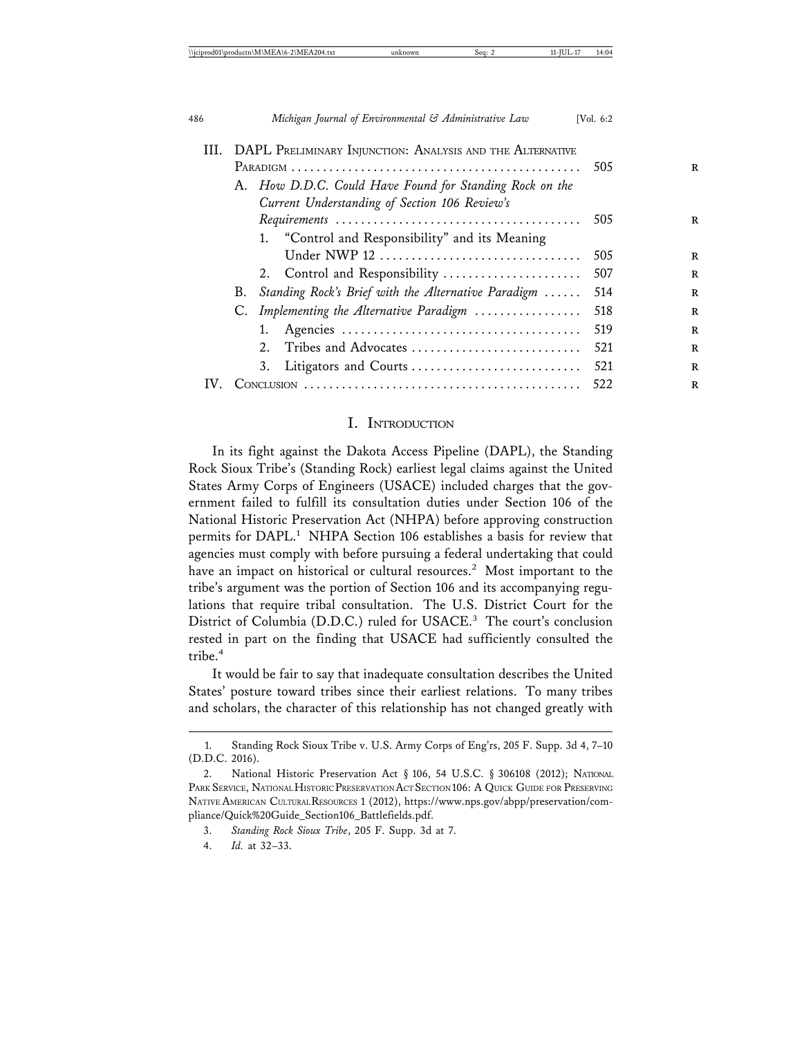III. DAPL Preliminary Injunction: Analysis and the Alternative Paradigm ............................................. 505
   A. *How D.D.C. Could Have Found for Standing Rock on the Current Understanding of Section 106 Review's Requirements* ..................................... 505
      1. "Control and Responsibility" and its Meaning Under NWP 12 ............................... 505
      2. Control and Responsibility ..................... 507
   B. *Standing Rock's Brief with the Alternative Paradigm* ...... 514
   C. *Implementing the Alternative Paradigm* ................ 518
      1. Agencies ..................................... 519
      2. Tribes and Advocates .......................... 521
      3. Litigators and Courts .......................... 521
IV. Conclusion ........................................... 522

## I. Introduction

In its fight against the Dakota Access Pipeline (DAPL), the Standing Rock Sioux Tribe's (Standing Rock) earliest legal claims against the United States Army Corps of Engineers (USACE) included charges that the government failed to fulfill its consultation duties under Section 106 of the National Historic Preservation Act (NHPA) before approving construction permits for DAPL.[1] NHPA Section 106 establishes a basis for review that agencies must comply with before pursuing a federal undertaking that could have an impact on historical or cultural resources.[2] Most important to the tribe's argument was the portion of Section 106 and its accompanying regulations that require tribal consultation. The U.S. District Court for the District of Columbia (D.D.C.) ruled for USACE.[3] The court's conclusion rested in part on the finding that USACE had sufficiently consulted the tribe.[4]

It would be fair to say that inadequate consultation describes the United States' posture toward tribes since their earliest relations. To many tribes and scholars, the character of this relationship has not changed greatly with

1. Standing Rock Sioux Tribe v. U.S. Army Corps of Eng'rs, 205 F. Supp. 3d 4, 7–10 (D.D.C. 2016).

2. National Historic Preservation Act § 106, 54 U.S.C. § 306108 (2012); National Park Service, National Historic Preservation Act Section 106: A Quick Guide for Preserving Native American Cultural Resources 1 (2012), https://www.nps.gov/abpp/preservation/compliance/Quick%20Guide_Section106_Battlefields.pdf.

3. *Standing Rock Sioux Tribe*, 205 F. Supp. 3d at 7.

4. *Id.* at 32–33.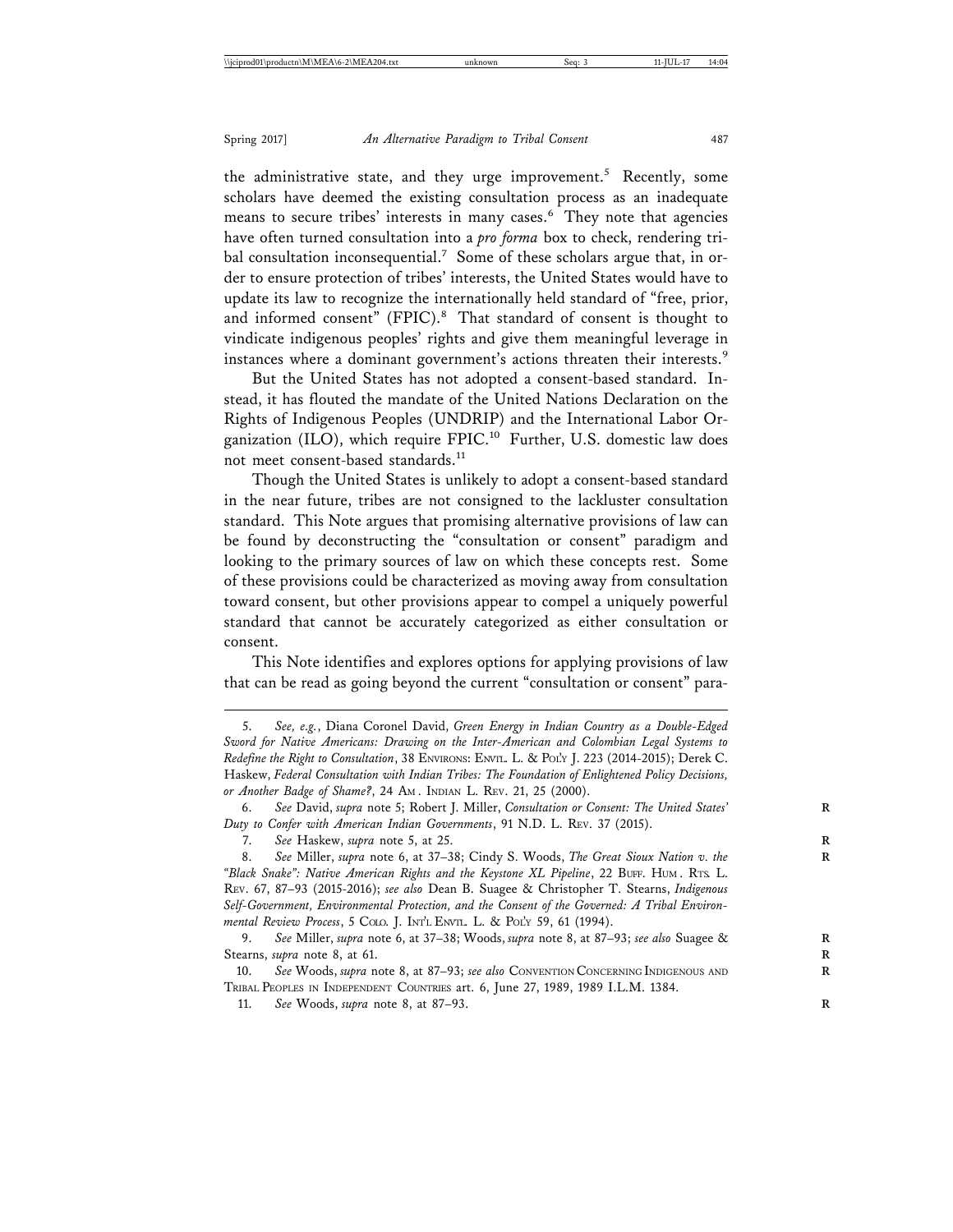the administrative state, and they urge improvement.[5] Recently, some scholars have deemed the existing consultation process as an inadequate means to secure tribes' interests in many cases.[6] They note that agencies have often turned consultation into a *pro forma* box to check, rendering tribal consultation inconsequential.[7] Some of these scholars argue that, in order to ensure protection of tribes' interests, the United States would have to update its law to recognize the internationally held standard of "free, prior, and informed consent" (FPIC).[8] That standard of consent is thought to vindicate indigenous peoples' rights and give them meaningful leverage in instances where a dominant government's actions threaten their interests.[9]

But the United States has not adopted a consent-based standard. Instead, it has flouted the mandate of the United Nations Declaration on the Rights of Indigenous Peoples (UNDRIP) and the International Labor Organization (ILO), which require FPIC.[10] Further, U.S. domestic law does not meet consent-based standards.[11]

Though the United States is unlikely to adopt a consent-based standard in the near future, tribes are not consigned to the lackluster consultation standard. This Note argues that promising alternative provisions of law can be found by deconstructing the "consultation or consent" paradigm and looking to the primary sources of law on which these concepts rest. Some of these provisions could be characterized as moving away from consultation toward consent, but other provisions appear to compel a uniquely powerful standard that cannot be accurately categorized as either consultation or consent.

This Note identifies and explores options for applying provisions of law that can be read as going beyond the current "consultation or consent" para-

---

5. *See, e.g.*, Diana Coronel David, *Green Energy in Indian Country as a Double-Edged Sword for Native Americans: Drawing on the Inter-American and Colombian Legal Systems to Redefine the Right to Consultation*, 38 ENVIRONS: ENVTL. L. & POL'Y J. 223 (2014-2015); Derek C. Haskew, *Federal Consultation with Indian Tribes: The Foundation of Enlightened Policy Decisions, or Another Badge of Shame?*, 24 AM. INDIAN L. REV. 21, 25 (2000).

6. *See* David, *supra* note 5; Robert J. Miller, *Consultation or Consent: The United States' Duty to Confer with American Indian Governments*, 91 N.D. L. REV. 37 (2015).

7. *See* Haskew, *supra* note 5, at 25.

8. *See* Miller, *supra* note 6, at 37–38; Cindy S. Woods, *The Great Sioux Nation v. the "Black Snake": Native American Rights and the Keystone XL Pipeline*, 22 BUFF. HUM. RTS. L. REV. 67, 87–93 (2015-2016); *see also* Dean B. Suagee & Christopher T. Stearns, *Indigenous Self-Government, Environmental Protection, and the Consent of the Governed: A Tribal Environmental Review Process*, 5 COLO. J. INT'L ENVTL. L. & POL'Y 59, 61 (1994).

9. *See* Miller, *supra* note 6, at 37–38; Woods, *supra* note 8, at 87–93; *see also* Suagee & Stearns, *supra* note 8, at 61.

10. *See* Woods, *supra* note 8, at 87–93; *see also* CONVENTION CONCERNING INDIGENOUS AND TRIBAL PEOPLES IN INDEPENDENT COUNTRIES art. 6, June 27, 1989, 1989 I.L.M. 1384.

11. *See* Woods, *supra* note 8, at 87–93.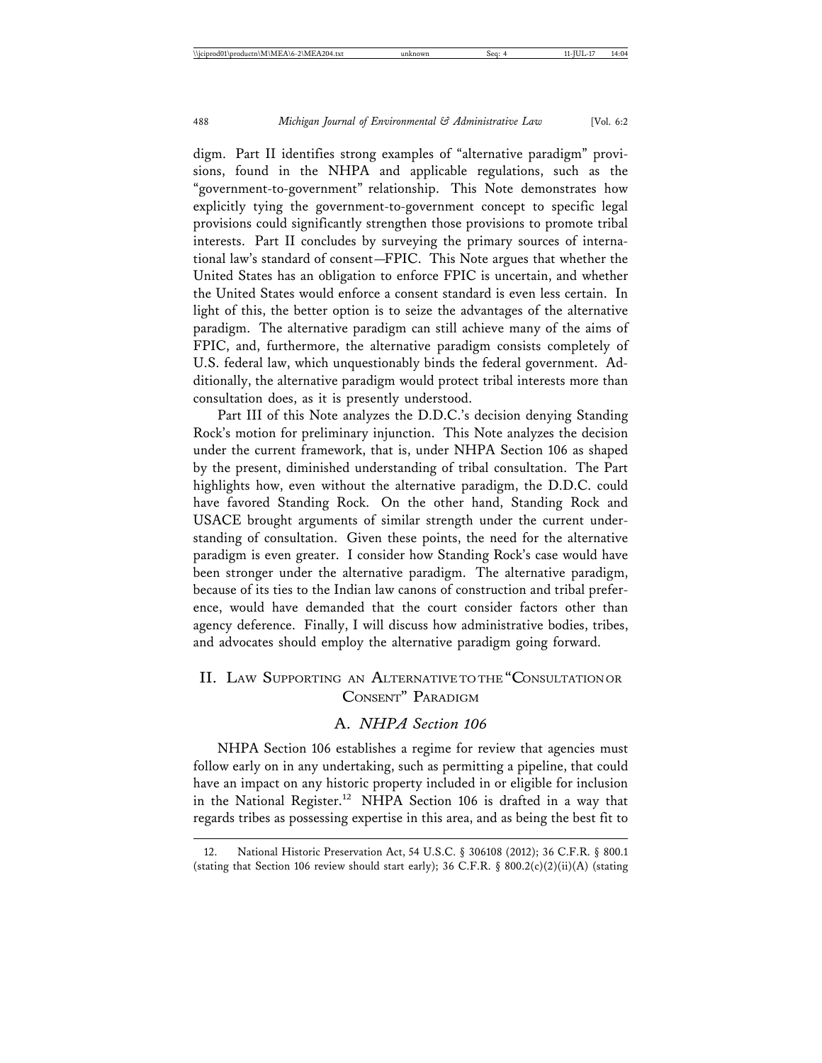digm. Part II identifies strong examples of "alternative paradigm" provisions, found in the NHPA and applicable regulations, such as the "government-to-government" relationship. This Note demonstrates how explicitly tying the government-to-government concept to specific legal provisions could significantly strengthen those provisions to promote tribal interests. Part II concludes by surveying the primary sources of international law's standard of consent—FPIC. This Note argues that whether the United States has an obligation to enforce FPIC is uncertain, and whether the United States would enforce a consent standard is even less certain. In light of this, the better option is to seize the advantages of the alternative paradigm. The alternative paradigm can still achieve many of the aims of FPIC, and, furthermore, the alternative paradigm consists completely of U.S. federal law, which unquestionably binds the federal government. Additionally, the alternative paradigm would protect tribal interests more than consultation does, as it is presently understood.

Part III of this Note analyzes the D.D.C.'s decision denying Standing Rock's motion for preliminary injunction. This Note analyzes the decision under the current framework, that is, under NHPA Section 106 as shaped by the present, diminished understanding of tribal consultation. The Part highlights how, even without the alternative paradigm, the D.D.C. could have favored Standing Rock. On the other hand, Standing Rock and USACE brought arguments of similar strength under the current understanding of consultation. Given these points, the need for the alternative paradigm is even greater. I consider how Standing Rock's case would have been stronger under the alternative paradigm. The alternative paradigm, because of its ties to the Indian law canons of construction and tribal preference, would have demanded that the court consider factors other than agency deference. Finally, I will discuss how administrative bodies, tribes, and advocates should employ the alternative paradigm going forward.

## II. Law Supporting an Alternative to the "Consultation or Consent" Paradigm

### A. *NHPA Section 106*

NHPA Section 106 establishes a regime for review that agencies must follow early on in any undertaking, such as permitting a pipeline, that could have an impact on any historic property included in or eligible for inclusion in the National Register.[12] NHPA Section 106 is drafted in a way that regards tribes as possessing expertise in this area, and as being the best fit to

---

12. National Historic Preservation Act, 54 U.S.C. § 306108 (2012); 36 C.F.R. § 800.1 (stating that Section 106 review should start early); 36 C.F.R. § 800.2(c)(2)(ii)(A) (stating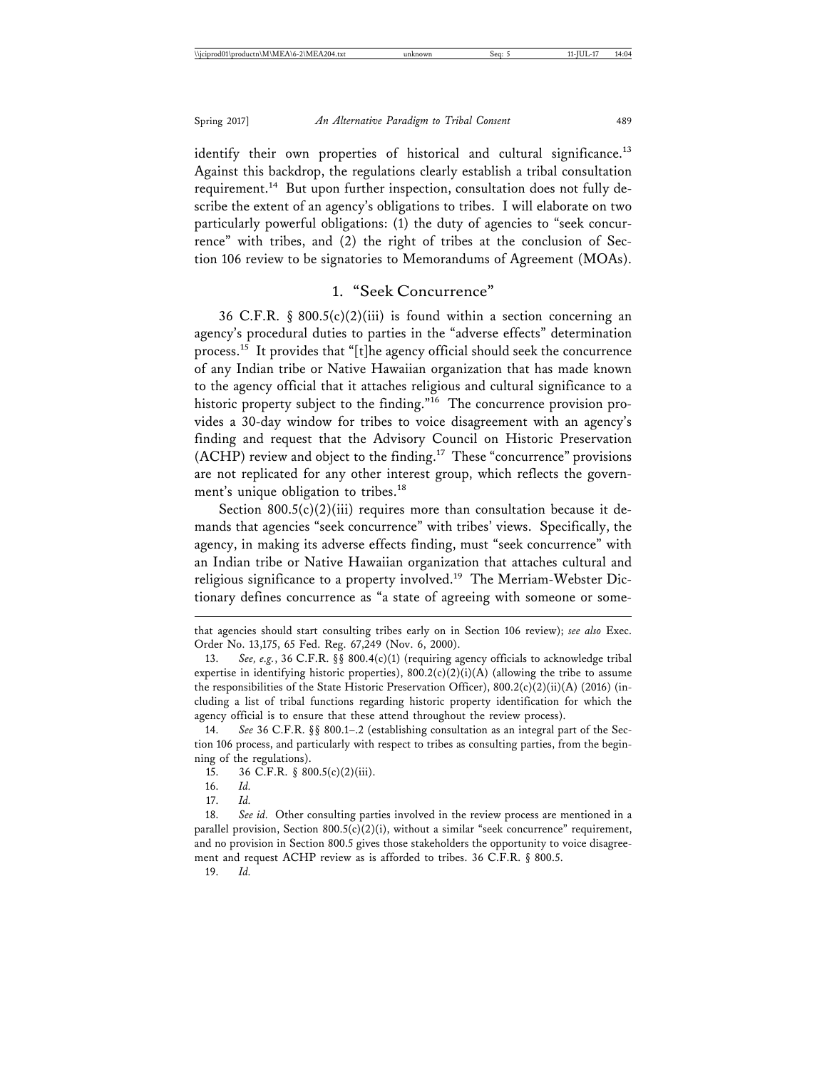identify their own properties of historical and cultural significance.[13] Against this backdrop, the regulations clearly establish a tribal consultation requirement.[14] But upon further inspection, consultation does not fully describe the extent of an agency's obligations to tribes. I will elaborate on two particularly powerful obligations: (1) the duty of agencies to "seek concurrence" with tribes, and (2) the right of tribes at the conclusion of Section 106 review to be signatories to Memorandums of Agreement (MOAs).

### 1. "Seek Concurrence"

36 C.F.R. § 800.5(c)(2)(iii) is found within a section concerning an agency's procedural duties to parties in the "adverse effects" determination process.[15] It provides that "[t]he agency official should seek the concurrence of any Indian tribe or Native Hawaiian organization that has made known to the agency official that it attaches religious and cultural significance to a historic property subject to the finding."[16] The concurrence provision provides a 30-day window for tribes to voice disagreement with an agency's finding and request that the Advisory Council on Historic Preservation (ACHP) review and object to the finding.[17] These "concurrence" provisions are not replicated for any other interest group, which reflects the government's unique obligation to tribes.[18]

Section 800.5(c)(2)(iii) requires more than consultation because it demands that agencies "seek concurrence" with tribes' views. Specifically, the agency, in making its adverse effects finding, must "seek concurrence" with an Indian tribe or Native Hawaiian organization that attaches cultural and religious significance to a property involved.[19] The Merriam-Webster Dictionary defines concurrence as "a state of agreeing with someone or some-

---

that agencies should start consulting tribes early on in Section 106 review); *see also* Exec. Order No. 13,175, 65 Fed. Reg. 67,249 (Nov. 6, 2000).

13. *See, e.g.*, 36 C.F.R. §§ 800.4(c)(1) (requiring agency officials to acknowledge tribal expertise in identifying historic properties), 800.2(c)(2)(i)(A) (allowing the tribe to assume the responsibilities of the State Historic Preservation Officer), 800.2(c)(2)(ii)(A) (2016) (including a list of tribal functions regarding historic property identification for which the agency official is to ensure that these attend throughout the review process).

14. *See* 36 C.F.R. §§ 800.1–.2 (establishing consultation as an integral part of the Section 106 process, and particularly with respect to tribes as consulting parties, from the beginning of the regulations).

15. 36 C.F.R. § 800.5(c)(2)(iii).

16. *Id.*

17. *Id.*

18. *See id.* Other consulting parties involved in the review process are mentioned in a parallel provision, Section 800.5(c)(2)(i), without a similar "seek concurrence" requirement, and no provision in Section 800.5 gives those stakeholders the opportunity to voice disagreement and request ACHP review as is afforded to tribes. 36 C.F.R. § 800.5.

19. *Id.*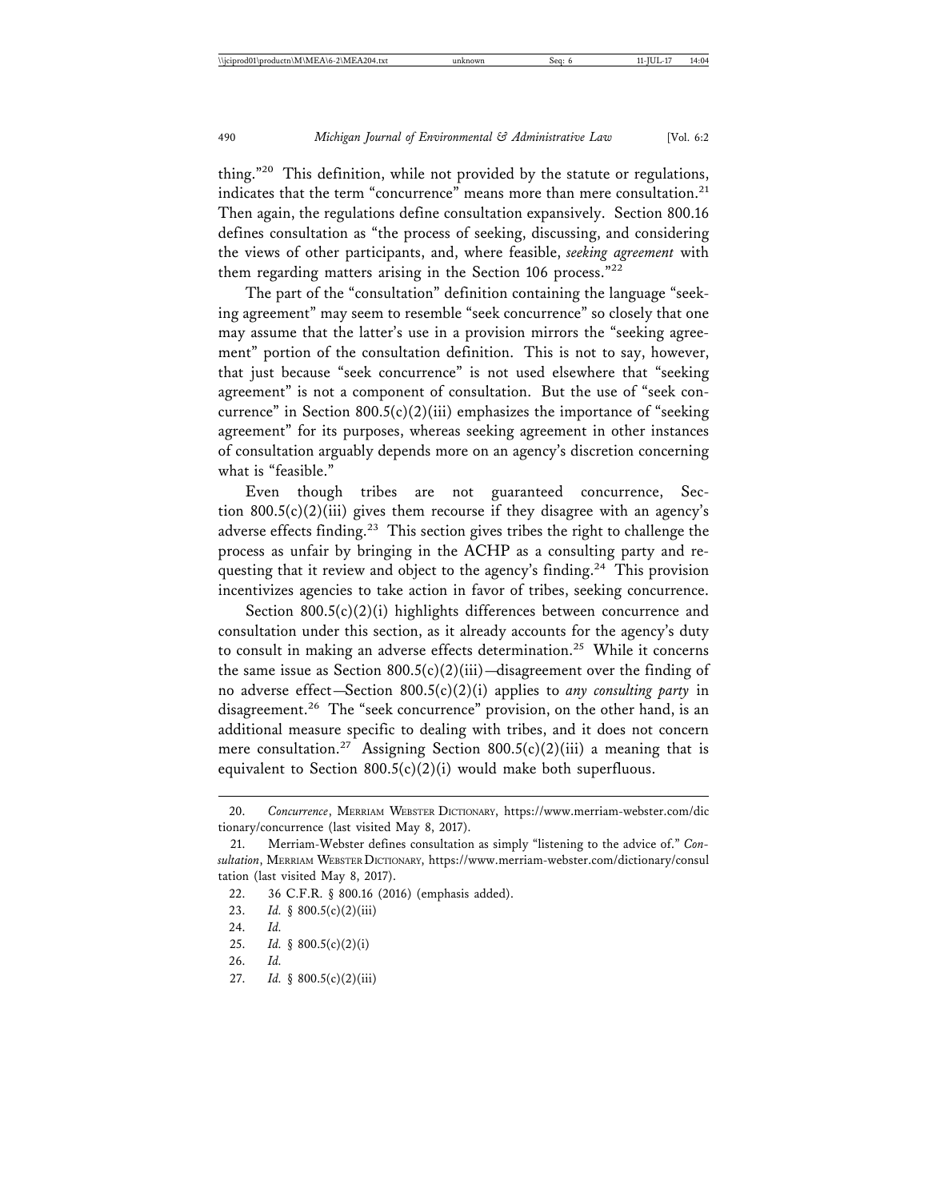thing."[20] This definition, while not provided by the statute or regulations, indicates that the term "concurrence" means more than mere consultation.[21] Then again, the regulations define consultation expansively. Section 800.16 defines consultation as "the process of seeking, discussing, and considering the views of other participants, and, where feasible, *seeking agreement* with them regarding matters arising in the Section 106 process."[22]

The part of the "consultation" definition containing the language "seeking agreement" may seem to resemble "seek concurrence" so closely that one may assume that the latter's use in a provision mirrors the "seeking agreement" portion of the consultation definition. This is not to say, however, that just because "seek concurrence" is not used elsewhere that "seeking agreement" is not a component of consultation. But the use of "seek concurrence" in Section 800.5(c)(2)(iii) emphasizes the importance of "seeking agreement" for its purposes, whereas seeking agreement in other instances of consultation arguably depends more on an agency's discretion concerning what is "feasible."

Even though tribes are not guaranteed concurrence, Section 800.5(c)(2)(iii) gives them recourse if they disagree with an agency's adverse effects finding.[23] This section gives tribes the right to challenge the process as unfair by bringing in the ACHP as a consulting party and requesting that it review and object to the agency's finding.[24] This provision incentivizes agencies to take action in favor of tribes, seeking concurrence.

Section 800.5(c)(2)(i) highlights differences between concurrence and consultation under this section, as it already accounts for the agency's duty to consult in making an adverse effects determination.[25] While it concerns the same issue as Section 800.5(c)(2)(iii)—disagreement over the finding of no adverse effect—Section 800.5(c)(2)(i) applies to *any consulting party* in disagreement.[26] The "seek concurrence" provision, on the other hand, is an additional measure specific to dealing with tribes, and it does not concern mere consultation.[27] Assigning Section 800.5(c)(2)(iii) a meaning that is equivalent to Section 800.5(c)(2)(i) would make both superfluous.

---

20. *Concurrence*, MERRIAM WEBSTER DICTIONARY, https://www.merriam-webster.com/dictionary/concurrence (last visited May 8, 2017).

21. Merriam-Webster defines consultation as simply "listening to the advice of." *Consultation*, MERRIAM WEBSTER DICTIONARY, https://www.merriam-webster.com/dictionary/consultation (last visited May 8, 2017).

22. 36 C.F.R. § 800.16 (2016) (emphasis added).

23. *Id.* § 800.5(c)(2)(iii)

24. *Id.*

25. *Id.* § 800.5(c)(2)(i)

26. *Id.*

27. *Id.* § 800.5(c)(2)(iii)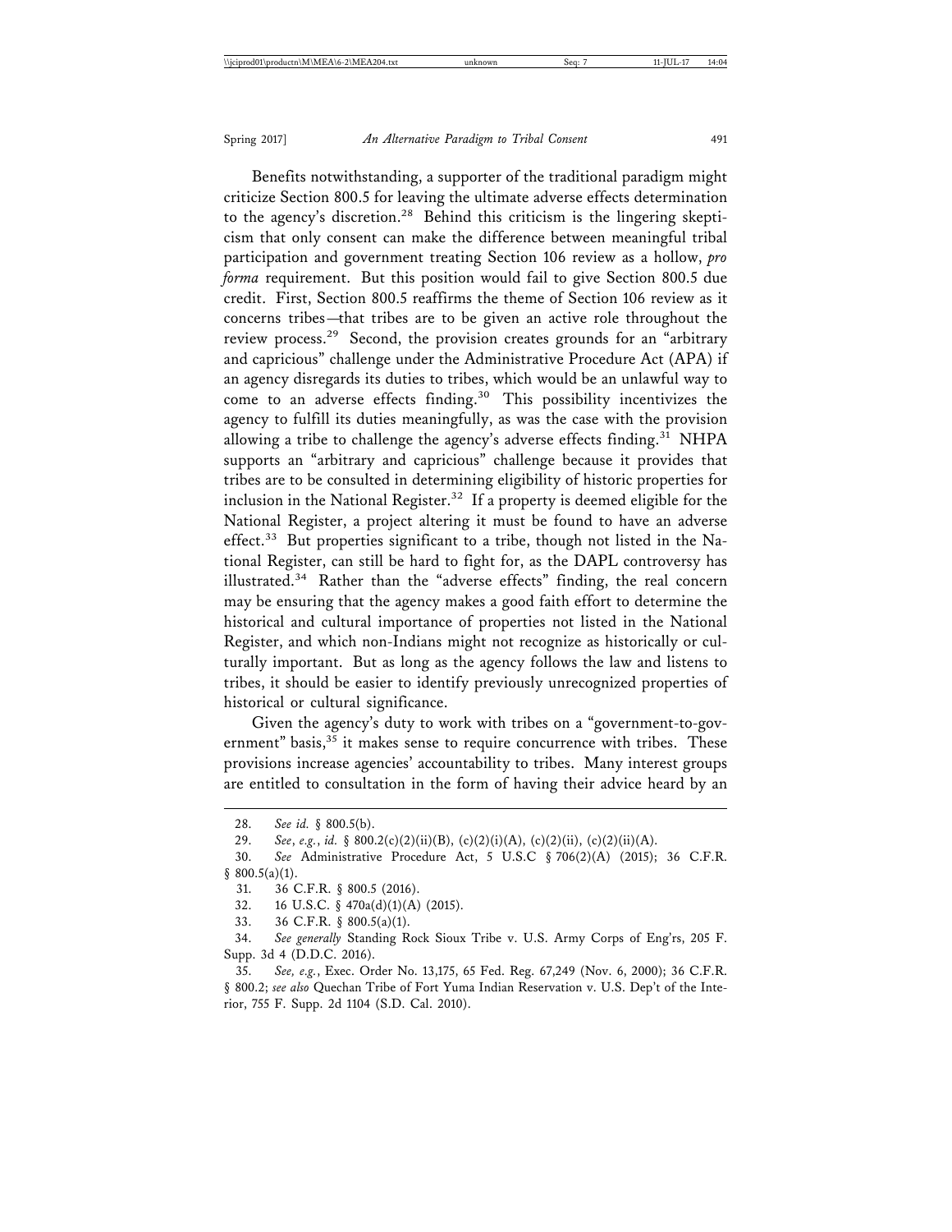Benefits notwithstanding, a supporter of the traditional paradigm might criticize Section 800.5 for leaving the ultimate adverse effects determination to the agency's discretion.[28] Behind this criticism is the lingering skepticism that only consent can make the difference between meaningful tribal participation and government treating Section 106 review as a hollow, *pro forma* requirement. But this position would fail to give Section 800.5 due credit. First, Section 800.5 reaffirms the theme of Section 106 review as it concerns tribes—that tribes are to be given an active role throughout the review process.[29] Second, the provision creates grounds for an "arbitrary and capricious" challenge under the Administrative Procedure Act (APA) if an agency disregards its duties to tribes, which would be an unlawful way to come to an adverse effects finding.[30] This possibility incentivizes the agency to fulfill its duties meaningfully, as was the case with the provision allowing a tribe to challenge the agency's adverse effects finding.[31] NHPA supports an "arbitrary and capricious" challenge because it provides that tribes are to be consulted in determining eligibility of historic properties for inclusion in the National Register.[32] If a property is deemed eligible for the National Register, a project altering it must be found to have an adverse effect.[33] But properties significant to a tribe, though not listed in the National Register, can still be hard to fight for, as the DAPL controversy has illustrated.[34] Rather than the "adverse effects" finding, the real concern may be ensuring that the agency makes a good faith effort to determine the historical and cultural importance of properties not listed in the National Register, and which non-Indians might not recognize as historically or culturally important. But as long as the agency follows the law and listens to tribes, it should be easier to identify previously unrecognized properties of historical or cultural significance.

Given the agency's duty to work with tribes on a "government-to-government" basis,[35] it makes sense to require concurrence with tribes. These provisions increase agencies' accountability to tribes. Many interest groups are entitled to consultation in the form of having their advice heard by an

---

28. *See id.* § 800.5(b).

29. *See*, *e.g.*, *id.* § 800.2(c)(2)(ii)(B), (c)(2)(i)(A), (c)(2)(ii), (c)(2)(ii)(A).

30. *See* Administrative Procedure Act, 5 U.S.C § 706(2)(A) (2015); 36 C.F.R. § 800.5(a)(1).

31. 36 C.F.R. § 800.5 (2016).

32. 16 U.S.C. § 470a(d)(1)(A) (2015).

33. 36 C.F.R. § 800.5(a)(1).

34. *See generally* Standing Rock Sioux Tribe v. U.S. Army Corps of Eng'rs, 205 F. Supp. 3d 4 (D.D.C. 2016).

35. *See, e.g.*, Exec. Order No. 13,175, 65 Fed. Reg. 67,249 (Nov. 6, 2000); 36 C.F.R. § 800.2; *see also* Quechan Tribe of Fort Yuma Indian Reservation v. U.S. Dep't of the Interior, 755 F. Supp. 2d 1104 (S.D. Cal. 2010).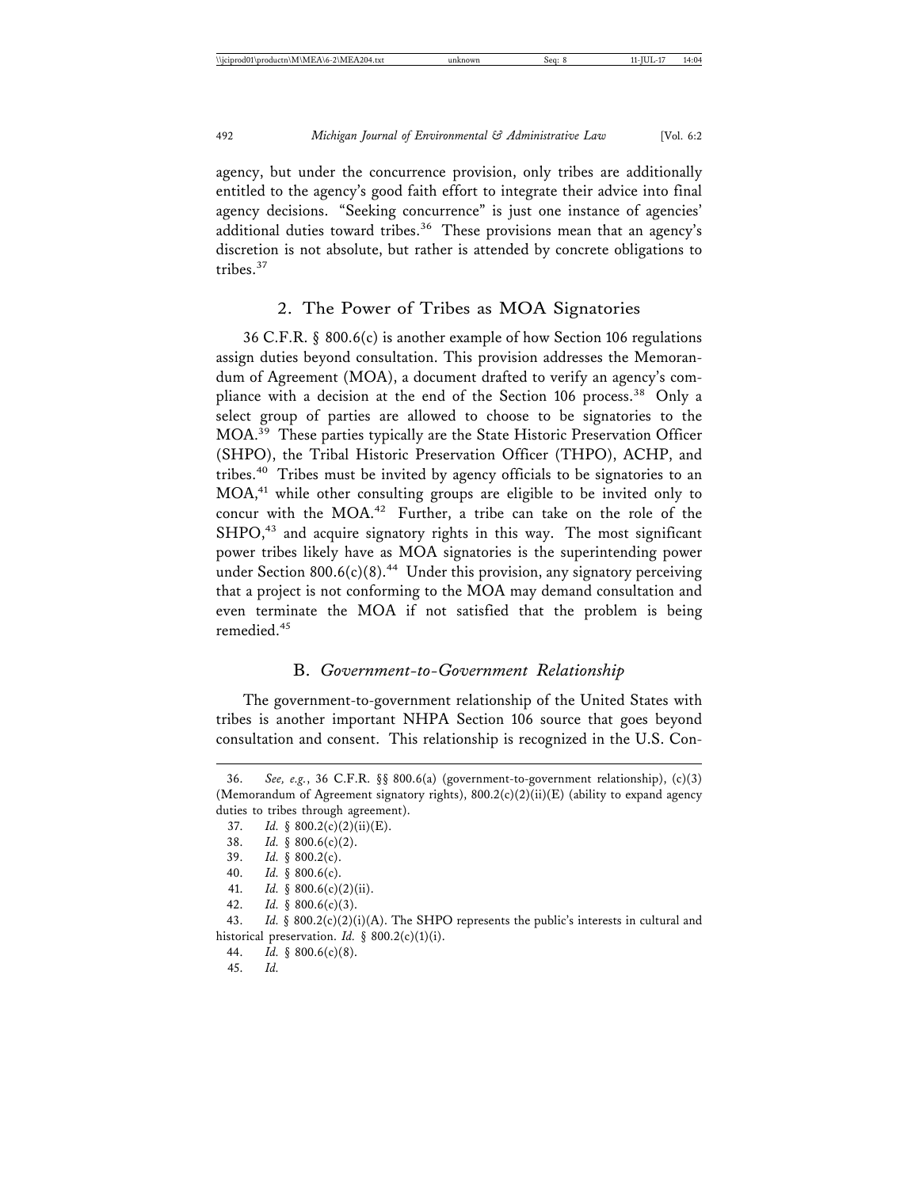agency, but under the concurrence provision, only tribes are additionally entitled to the agency's good faith effort to integrate their advice into final agency decisions. "Seeking concurrence" is just one instance of agencies' additional duties toward tribes.[36] These provisions mean that an agency's discretion is not absolute, but rather is attended by concrete obligations to tribes.[37]

### 2. The Power of Tribes as MOA Signatories

36 C.F.R. § 800.6(c) is another example of how Section 106 regulations assign duties beyond consultation. This provision addresses the Memorandum of Agreement (MOA), a document drafted to verify an agency's compliance with a decision at the end of the Section 106 process.[38] Only a select group of parties are allowed to choose to be signatories to the MOA.[39] These parties typically are the State Historic Preservation Officer (SHPO), the Tribal Historic Preservation Officer (THPO), ACHP, and tribes.[40] Tribes must be invited by agency officials to be signatories to an MOA,[41] while other consulting groups are eligible to be invited only to concur with the MOA.[42] Further, a tribe can take on the role of the SHPO,[43] and acquire signatory rights in this way. The most significant power tribes likely have as MOA signatories is the superintending power under Section 800.6(c)(8).[44] Under this provision, any signatory perceiving that a project is not conforming to the MOA may demand consultation and even terminate the MOA if not satisfied that the problem is being remedied.[45]

## B. *Government-to-Government Relationship*

The government-to-government relationship of the United States with tribes is another important NHPA Section 106 source that goes beyond consultation and consent. This relationship is recognized in the U.S. Con-

---

36. *See, e.g.*, 36 C.F.R. §§ 800.6(a) (government-to-government relationship), (c)(3) (Memorandum of Agreement signatory rights), 800.2(c)(2)(ii)(E) (ability to expand agency duties to tribes through agreement).

37. *Id.* § 800.2(c)(2)(ii)(E).

38. *Id.* § 800.6(c)(2).

39. *Id.* § 800.2(c).

40. *Id.* § 800.6(c).

41. *Id.* § 800.6(c)(2)(ii).

42. *Id.* § 800.6(c)(3).

43. *Id.* § 800.2(c)(2)(i)(A). The SHPO represents the public's interests in cultural and historical preservation. *Id.* § 800.2(c)(1)(i).

44. *Id.* § 800.6(c)(8).

45. *Id.*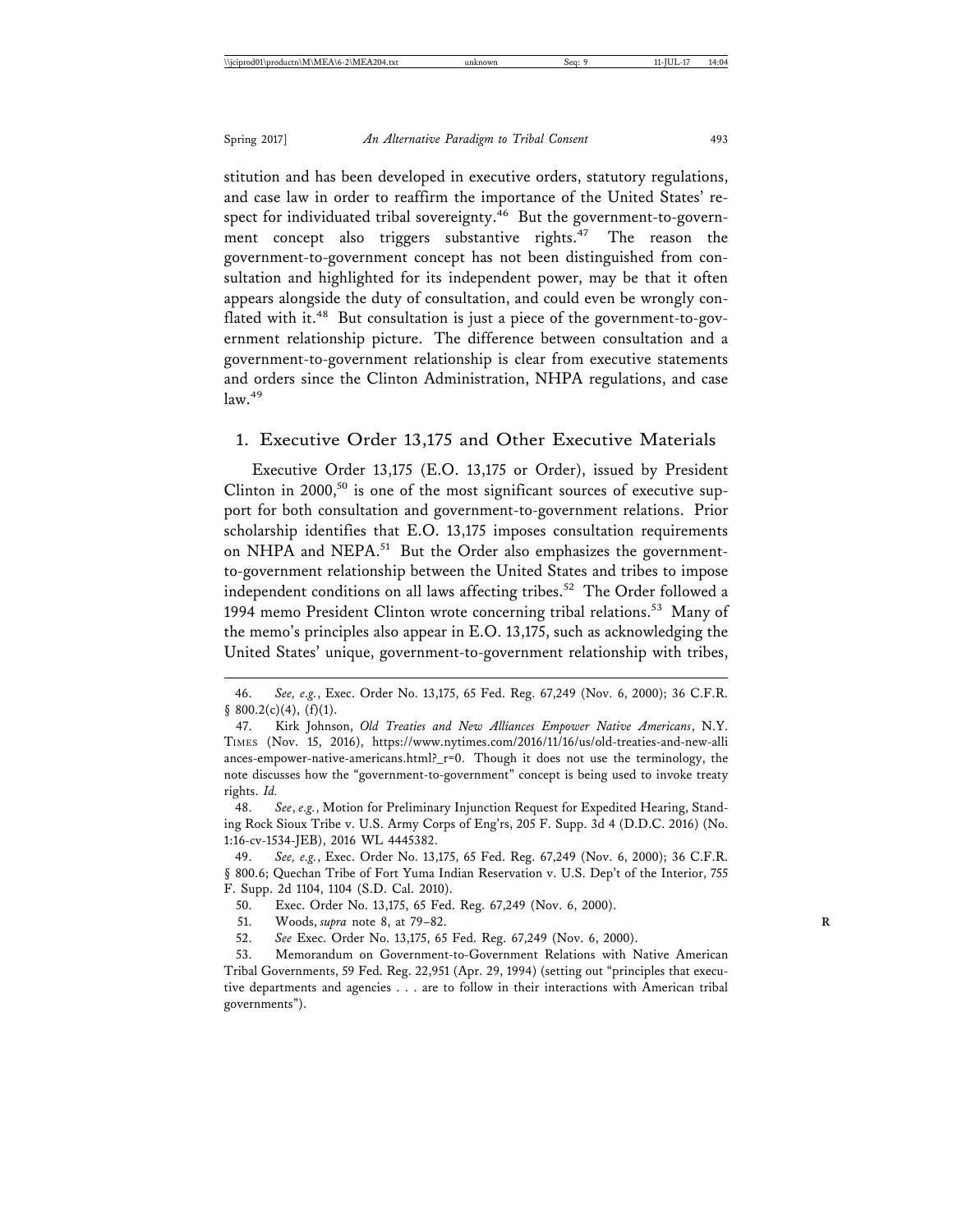stitution and has been developed in executive orders, statutory regulations, and case law in order to reaffirm the importance of the United States' respect for individuated tribal sovereignty.[46] But the government-to-government concept also triggers substantive rights.[47] The reason the government-to-government concept has not been distinguished from consultation and highlighted for its independent power, may be that it often appears alongside the duty of consultation, and could even be wrongly conflated with it.[48] But consultation is just a piece of the government-to-government relationship picture. The difference between consultation and a government-to-government relationship is clear from executive statements and orders since the Clinton Administration, NHPA regulations, and case law.[49]

### 1. Executive Order 13,175 and Other Executive Materials

Executive Order 13,175 (E.O. 13,175 or Order), issued by President Clinton in 2000,[50] is one of the most significant sources of executive support for both consultation and government-to-government relations. Prior scholarship identifies that E.O. 13,175 imposes consultation requirements on NHPA and NEPA.[51] But the Order also emphasizes the government-to-government relationship between the United States and tribes to impose independent conditions on all laws affecting tribes.[52] The Order followed a 1994 memo President Clinton wrote concerning tribal relations.[53] Many of the memo's principles also appear in E.O. 13,175, such as acknowledging the United States' unique, government-to-government relationship with tribes,

---

46. *See, e.g.*, Exec. Order No. 13,175, 65 Fed. Reg. 67,249 (Nov. 6, 2000); 36 C.F.R. § 800.2(c)(4), (f)(1).

47. Kirk Johnson, *Old Treaties and New Alliances Empower Native Americans*, N.Y. TIMES (Nov. 15, 2016), https://www.nytimes.com/2016/11/16/us/old-treaties-and-new-alliances-empower-native-americans.html?_r=0. Though it does not use the terminology, the note discusses how the "government-to-government" concept is being used to invoke treaty rights. *Id.*

48. *See*, *e.g.*, Motion for Preliminary Injunction Request for Expedited Hearing, Standing Rock Sioux Tribe v. U.S. Army Corps of Eng'rs, 205 F. Supp. 3d 4 (D.D.C. 2016) (No. 1:16-cv-1534-JEB), 2016 WL 4445382.

49. *See, e.g.*, Exec. Order No. 13,175, 65 Fed. Reg. 67,249 (Nov. 6, 2000); 36 C.F.R. § 800.6; Quechan Tribe of Fort Yuma Indian Reservation v. U.S. Dep't of the Interior, 755 F. Supp. 2d 1104, 1104 (S.D. Cal. 2010).

50. Exec. Order No. 13,175, 65 Fed. Reg. 67,249 (Nov. 6, 2000).

51. Woods, *supra* note 8, at 79–82.

52. *See* Exec. Order No. 13,175, 65 Fed. Reg. 67,249 (Nov. 6, 2000).

53. Memorandum on Government-to-Government Relations with Native American Tribal Governments, 59 Fed. Reg. 22,951 (Apr. 29, 1994) (setting out "principles that executive departments and agencies . . . are to follow in their interactions with American tribal governments").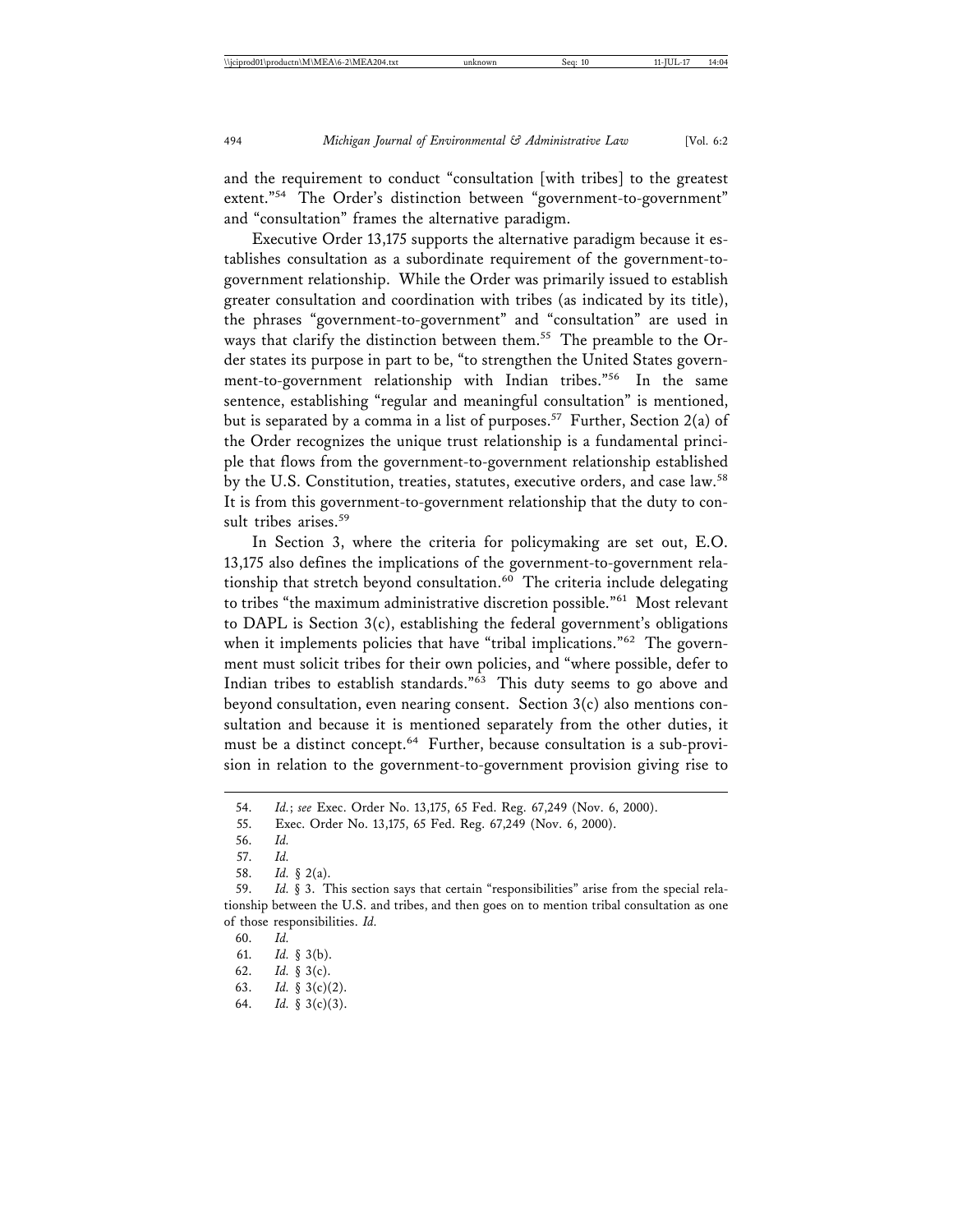and the requirement to conduct "consultation [with tribes] to the greatest extent."[54] The Order's distinction between "government-to-government" and "consultation" frames the alternative paradigm.

Executive Order 13,175 supports the alternative paradigm because it establishes consultation as a subordinate requirement of the government-to-government relationship. While the Order was primarily issued to establish greater consultation and coordination with tribes (as indicated by its title), the phrases "government-to-government" and "consultation" are used in ways that clarify the distinction between them.[55] The preamble to the Order states its purpose in part to be, "to strengthen the United States government-to-government relationship with Indian tribes."[56] In the same sentence, establishing "regular and meaningful consultation" is mentioned, but is separated by a comma in a list of purposes.[57] Further, Section 2(a) of the Order recognizes the unique trust relationship is a fundamental principle that flows from the government-to-government relationship established by the U.S. Constitution, treaties, statutes, executive orders, and case law.[58] It is from this government-to-government relationship that the duty to consult tribes arises.[59]

In Section 3, where the criteria for policymaking are set out, E.O. 13,175 also defines the implications of the government-to-government relationship that stretch beyond consultation.[60] The criteria include delegating to tribes "the maximum administrative discretion possible."[61] Most relevant to DAPL is Section 3(c), establishing the federal government's obligations when it implements policies that have "tribal implications."[62] The government must solicit tribes for their own policies, and "where possible, defer to Indian tribes to establish standards."[63] This duty seems to go above and beyond consultation, even nearing consent. Section 3(c) also mentions consultation and because it is mentioned separately from the other duties, it must be a distinct concept.[64] Further, because consultation is a sub-provision in relation to the government-to-government provision giving rise to

---

54. *Id.*; *see* Exec. Order No. 13,175, 65 Fed. Reg. 67,249 (Nov. 6, 2000).

55. Exec. Order No. 13,175, 65 Fed. Reg. 67,249 (Nov. 6, 2000).

56. *Id.*

57. *Id.*

58. *Id.* § 2(a).

59. *Id.* § 3. This section says that certain "responsibilities" arise from the special relationship between the U.S. and tribes, and then goes on to mention tribal consultation as one of those responsibilities. *Id.*

60. *Id.*

61. *Id.* § 3(b).

62. *Id.* § 3(c).

63. *Id.* § 3(c)(2).

64. *Id.* § 3(c)(3).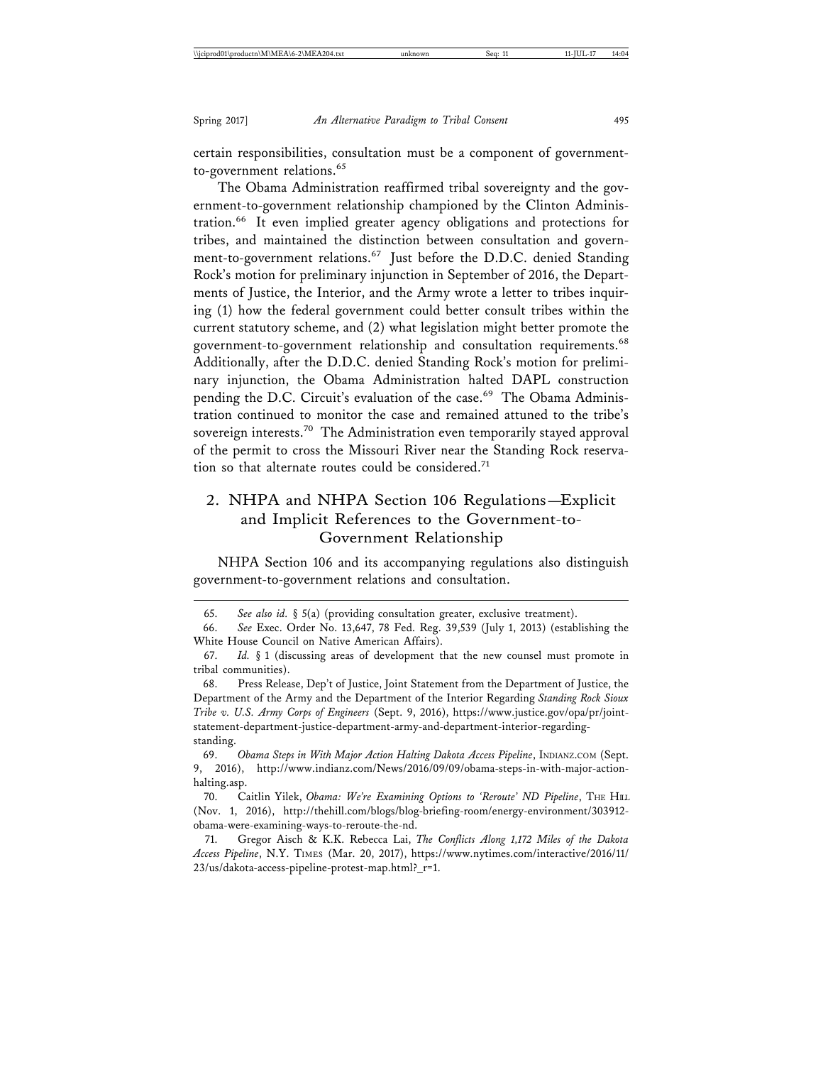certain responsibilities, consultation must be a component of government-to-government relations.[65]

The Obama Administration reaffirmed tribal sovereignty and the government-to-government relationship championed by the Clinton Administration.[66] It even implied greater agency obligations and protections for tribes, and maintained the distinction between consultation and government-to-government relations.[67] Just before the D.D.C. denied Standing Rock's motion for preliminary injunction in September of 2016, the Departments of Justice, the Interior, and the Army wrote a letter to tribes inquiring (1) how the federal government could better consult tribes within the current statutory scheme, and (2) what legislation might better promote the government-to-government relationship and consultation requirements.[68] Additionally, after the D.D.C. denied Standing Rock's motion for preliminary injunction, the Obama Administration halted DAPL construction pending the D.C. Circuit's evaluation of the case.[69] The Obama Administration continued to monitor the case and remained attuned to the tribe's sovereign interests.[70] The Administration even temporarily stayed approval of the permit to cross the Missouri River near the Standing Rock reservation so that alternate routes could be considered.[71]

## 2. NHPA and NHPA Section 106 Regulations—Explicit and Implicit References to the Government-to-Government Relationship

NHPA Section 106 and its accompanying regulations also distinguish government-to-government relations and consultation.

---

65. *See also id.* § 5(a) (providing consultation greater, exclusive treatment).

66. *See* Exec. Order No. 13,647, 78 Fed. Reg. 39,539 (July 1, 2013) (establishing the White House Council on Native American Affairs).

67. *Id.* § 1 (discussing areas of development that the new counsel must promote in tribal communities).

68. Press Release, Dep't of Justice, Joint Statement from the Department of Justice, the Department of the Army and the Department of the Interior Regarding *Standing Rock Sioux Tribe v. U.S. Army Corps of Engineers* (Sept. 9, 2016), https://www.justice.gov/opa/pr/joint-statement-department-justice-department-army-and-department-interior-regarding-standing.

69. *Obama Steps in With Major Action Halting Dakota Access Pipeline*, INDIANZ.COM (Sept. 9, 2016), http://www.indianz.com/News/2016/09/09/obama-steps-in-with-major-action-halting.asp.

70. Caitlin Yilek, *Obama: We're Examining Options to 'Reroute' ND Pipeline*, THE HILL (Nov. 1, 2016), http://thehill.com/blogs/blog-briefing-room/energy-environment/303912-obama-were-examining-ways-to-reroute-the-nd.

71. Gregor Aisch & K.K. Rebecca Lai, *The Conflicts Along 1,172 Miles of the Dakota Access Pipeline*, N.Y. TIMES (Mar. 20, 2017), https://www.nytimes.com/interactive/2016/11/23/us/dakota-access-pipeline-protest-map.html?_r=1.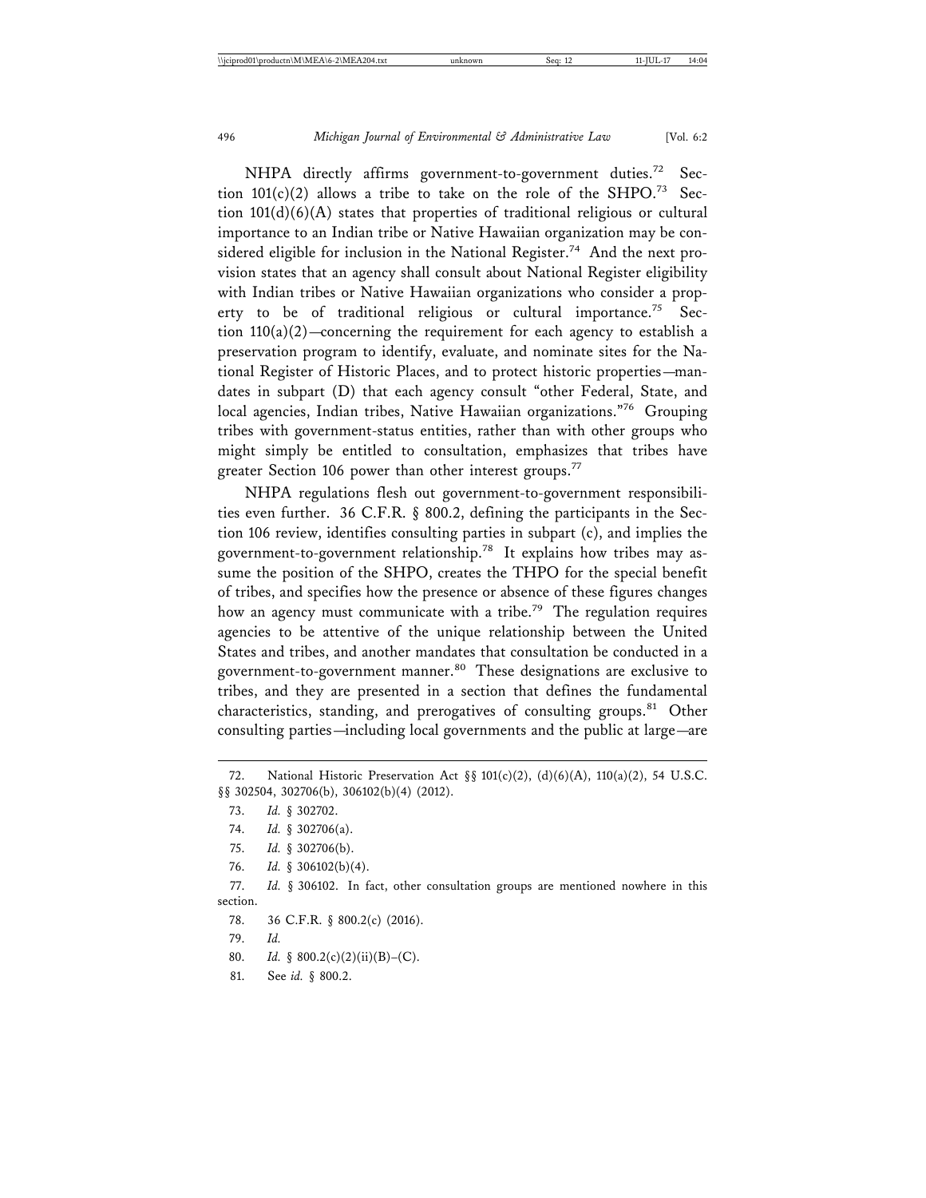NHPA directly affirms government-to-government duties.[72] Section 101(c)(2) allows a tribe to take on the role of the SHPO.[73] Section 101(d)(6)(A) states that properties of traditional religious or cultural importance to an Indian tribe or Native Hawaiian organization may be considered eligible for inclusion in the National Register.[74] And the next provision states that an agency shall consult about National Register eligibility with Indian tribes or Native Hawaiian organizations who consider a property to be of traditional religious or cultural importance.[75] Section 110(a)(2)—concerning the requirement for each agency to establish a preservation program to identify, evaluate, and nominate sites for the National Register of Historic Places, and to protect historic properties—mandates in subpart (D) that each agency consult "other Federal, State, and local agencies, Indian tribes, Native Hawaiian organizations."[76] Grouping tribes with government-status entities, rather than with other groups who might simply be entitled to consultation, emphasizes that tribes have greater Section 106 power than other interest groups.[77]

NHPA regulations flesh out government-to-government responsibilities even further. 36 C.F.R. § 800.2, defining the participants in the Section 106 review, identifies consulting parties in subpart (c), and implies the government-to-government relationship.[78] It explains how tribes may assume the position of the SHPO, creates the THPO for the special benefit of tribes, and specifies how the presence or absence of these figures changes how an agency must communicate with a tribe.[79] The regulation requires agencies to be attentive of the unique relationship between the United States and tribes, and another mandates that consultation be conducted in a government-to-government manner.[80] These designations are exclusive to tribes, and they are presented in a section that defines the fundamental characteristics, standing, and prerogatives of consulting groups.[81] Other consulting parties—including local governments and the public at large—are

---

72. National Historic Preservation Act §§ 101(c)(2), (d)(6)(A), 110(a)(2), 54 U.S.C. §§ 302504, 302706(b), 306102(b)(4) (2012).

73. *Id.* § 302702.

74. *Id.* § 302706(a).

75. *Id.* § 302706(b).

76. *Id.* § 306102(b)(4).

77. *Id.* § 306102. In fact, other consultation groups are mentioned nowhere in this section.

78. 36 C.F.R. § 800.2(c) (2016).

79. *Id.*

80. *Id.* § 800.2(c)(2)(ii)(B)–(C).

81. See *id.* § 800.2.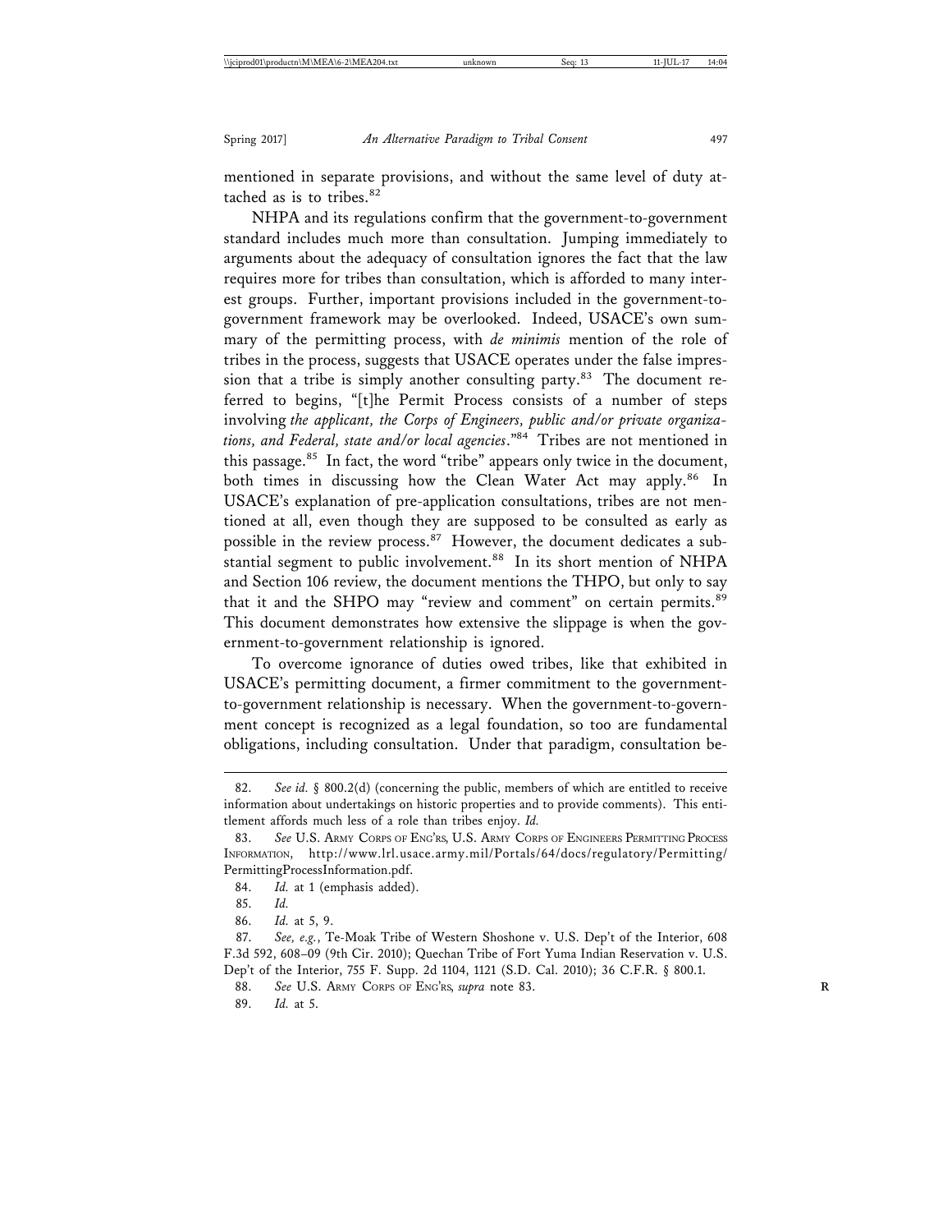mentioned in separate provisions, and without the same level of duty attached as is to tribes.[82]

NHPA and its regulations confirm that the government-to-government standard includes much more than consultation. Jumping immediately to arguments about the adequacy of consultation ignores the fact that the law requires more for tribes than consultation, which is afforded to many interest groups. Further, important provisions included in the government-to-government framework may be overlooked. Indeed, USACE's own summary of the permitting process, with *de minimis* mention of the role of tribes in the process, suggests that USACE operates under the false impression that a tribe is simply another consulting party.[83] The document referred to begins, "[t]he Permit Process consists of a number of steps involving *the applicant, the Corps of Engineers, public and/or private organizations, and Federal, state and/or local agencies*."[84] Tribes are not mentioned in this passage.[85] In fact, the word "tribe" appears only twice in the document, both times in discussing how the Clean Water Act may apply.[86] In USACE's explanation of pre-application consultations, tribes are not mentioned at all, even though they are supposed to be consulted as early as possible in the review process.[87] However, the document dedicates a substantial segment to public involvement.[88] In its short mention of NHPA and Section 106 review, the document mentions the THPO, but only to say that it and the SHPO may "review and comment" on certain permits.[89] This document demonstrates how extensive the slippage is when the government-to-government relationship is ignored.

To overcome ignorance of duties owed tribes, like that exhibited in USACE's permitting document, a firmer commitment to the government-to-government relationship is necessary. When the government-to-government concept is recognized as a legal foundation, so too are fundamental obligations, including consultation. Under that paradigm, consultation be-

---

82. *See id.* § 800.2(d) (concerning the public, members of which are entitled to receive information about undertakings on historic properties and to provide comments). This entitlement affords much less of a role than tribes enjoy. *Id.*

83. *See* U.S. Army Corps of Eng'rs, U.S. Army Corps of Engineers Permitting Process Information, http://www.lrl.usace.army.mil/Portals/64/docs/regulatory/Permitting/PermittingProcessInformation.pdf.

84. *Id.* at 1 (emphasis added).

85. *Id.*

86. *Id.* at 5, 9.

87. *See, e.g.*, Te-Moak Tribe of Western Shoshone v. U.S. Dep't of the Interior, 608 F.3d 592, 608–09 (9th Cir. 2010); Quechan Tribe of Fort Yuma Indian Reservation v. U.S. Dep't of the Interior, 755 F. Supp. 2d 1104, 1121 (S.D. Cal. 2010); 36 C.F.R. § 800.1.

88. *See* U.S. Army Corps of Eng'rs, *supra* note 83.

89. *Id.* at 5.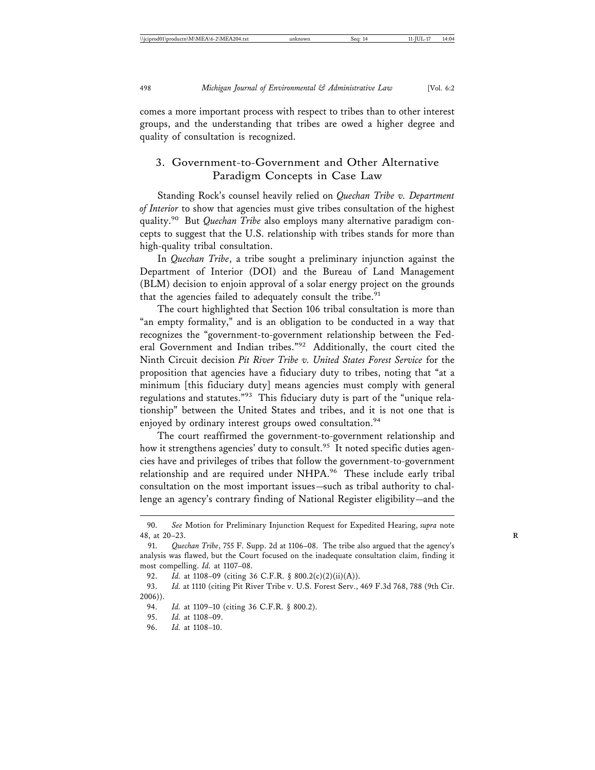comes a more important process with respect to tribes than to other interest groups, and the understanding that tribes are owed a higher degree and quality of consultation is recognized.

### 3. Government-to-Government and Other Alternative Paradigm Concepts in Case Law

Standing Rock's counsel heavily relied on *Quechan Tribe v. Department of Interior* to show that agencies must give tribes consultation of the highest quality.[90] But *Quechan Tribe* also employs many alternative paradigm concepts to suggest that the U.S. relationship with tribes stands for more than high-quality tribal consultation.

In *Quechan Tribe*, a tribe sought a preliminary injunction against the Department of Interior (DOI) and the Bureau of Land Management (BLM) decision to enjoin approval of a solar energy project on the grounds that the agencies failed to adequately consult the tribe.[91]

The court highlighted that Section 106 tribal consultation is more than "an empty formality," and is an obligation to be conducted in a way that recognizes the "government-to-government relationship between the Federal Government and Indian tribes."[92] Additionally, the court cited the Ninth Circuit decision *Pit River Tribe v. United States Forest Service* for the proposition that agencies have a fiduciary duty to tribes, noting that "at a minimum [this fiduciary duty] means agencies must comply with general regulations and statutes."[93] This fiduciary duty is part of the "unique relationship" between the United States and tribes, and it is not one that is enjoyed by ordinary interest groups owed consultation.[94]

The court reaffirmed the government-to-government relationship and how it strengthens agencies' duty to consult.[95] It noted specific duties agencies have and privileges of tribes that follow the government-to-government relationship and are required under NHPA.[96] These include early tribal consultation on the most important issues—such as tribal authority to challenge an agency's contrary finding of National Register eligibility—and the

---

90. *See* Motion for Preliminary Injunction Request for Expedited Hearing, *supra* note 48, at 20–23.

91. *Quechan Tribe*, 755 F. Supp. 2d at 1106–08. The tribe also argued that the agency's analysis was flawed, but the Court focused on the inadequate consultation claim, finding it most compelling. *Id.* at 1107–08.

92. *Id.* at 1108–09 (citing 36 C.F.R. § 800.2(c)(2)(ii)(A)).

93. *Id.* at 1110 (citing Pit River Tribe v. U.S. Forest Serv., 469 F.3d 768, 788 (9th Cir. 2006)).

94. *Id.* at 1109–10 (citing 36 C.F.R. § 800.2).

95. *Id.* at 1108–09.

96. *Id.* at 1108–10.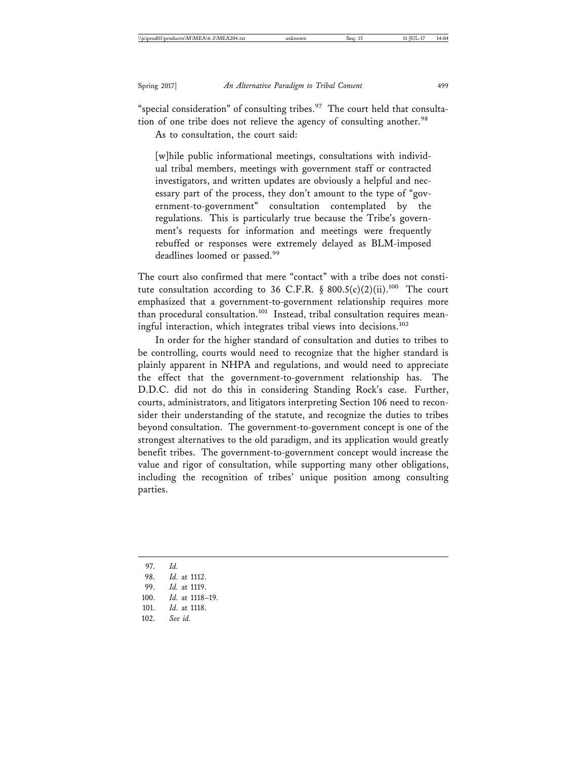"special consideration" of consulting tribes.[97] The court held that consultation of one tribe does not relieve the agency of consulting another.[98]

As to consultation, the court said:

> [w]hile public informational meetings, consultations with individual tribal members, meetings with government staff or contracted investigators, and written updates are obviously a helpful and necessary part of the process, they don't amount to the type of "government-to-government" consultation contemplated by the regulations. This is particularly true because the Tribe's government's requests for information and meetings were frequently rebuffed or responses were extremely delayed as BLM-imposed deadlines loomed or passed.[99]

The court also confirmed that mere "contact" with a tribe does not constitute consultation according to 36 C.F.R. § 800.5(c)(2)(ii).[100] The court emphasized that a government-to-government relationship requires more than procedural consultation.[101] Instead, tribal consultation requires meaningful interaction, which integrates tribal views into decisions.[102]

In order for the higher standard of consultation and duties to tribes to be controlling, courts would need to recognize that the higher standard is plainly apparent in NHPA and regulations, and would need to appreciate the effect that the government-to-government relationship has. The D.D.C. did not do this in considering Standing Rock's case. Further, courts, administrators, and litigators interpreting Section 106 need to reconsider their understanding of the statute, and recognize the duties to tribes beyond consultation. The government-to-government concept is one of the strongest alternatives to the old paradigm, and its application would greatly benefit tribes. The government-to-government concept would increase the value and rigor of consultation, while supporting many other obligations, including the recognition of tribes' unique position among consulting parties.

---

97. *Id.*
98. *Id.* at 1112.
99. *Id.* at 1119.
100. *Id.* at 1118–19.
101. *Id.* at 1118.
102. *See id.*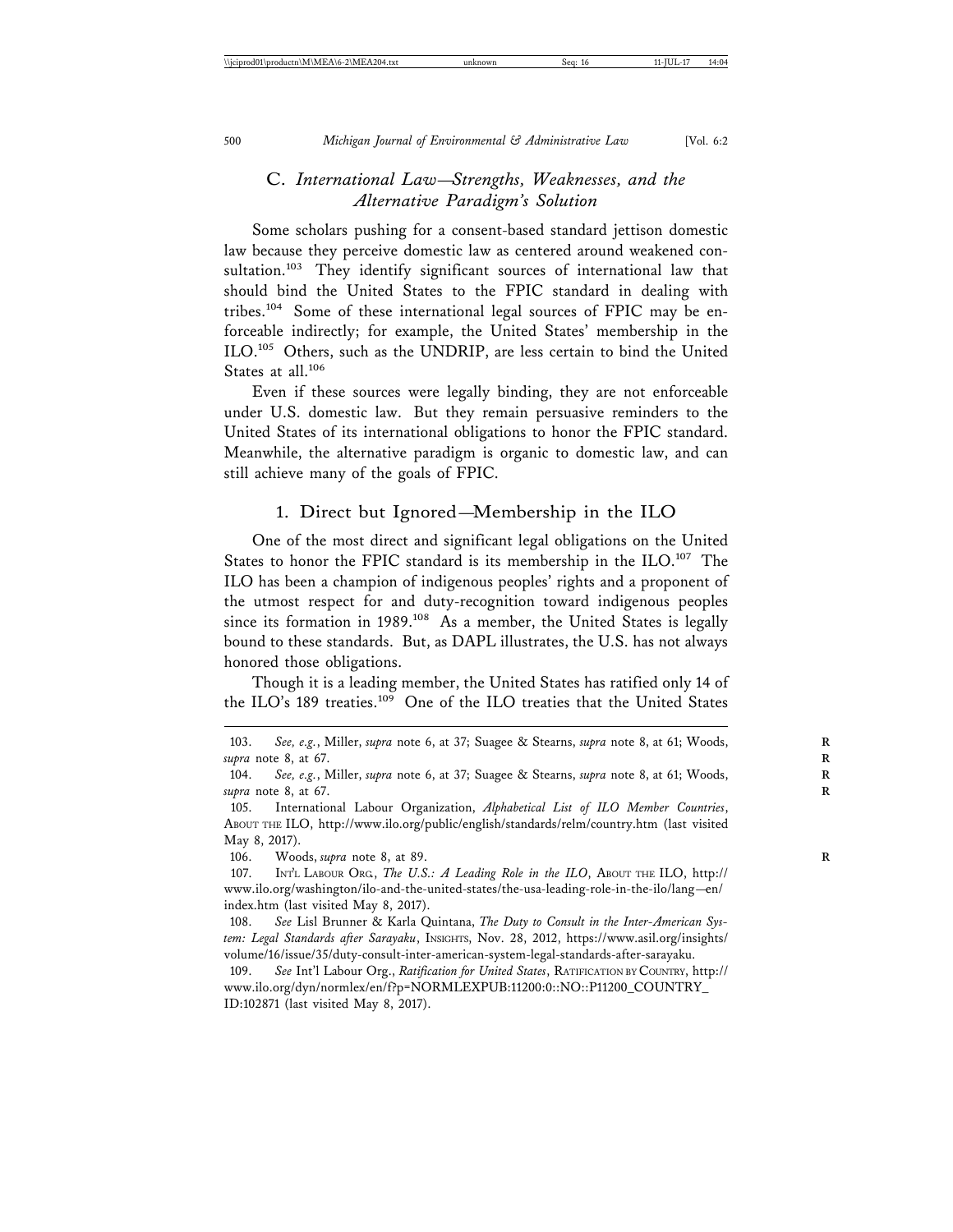### C. *International Law—Strengths, Weaknesses, and the Alternative Paradigm's Solution*

Some scholars pushing for a consent-based standard jettison domestic law because they perceive domestic law as centered around weakened consultation.[103] They identify significant sources of international law that should bind the United States to the FPIC standard in dealing with tribes.[104] Some of these international legal sources of FPIC may be enforceable indirectly; for example, the United States' membership in the ILO.[105] Others, such as the UNDRIP, are less certain to bind the United States at all.[106]

Even if these sources were legally binding, they are not enforceable under U.S. domestic law. But they remain persuasive reminders to the United States of its international obligations to honor the FPIC standard. Meanwhile, the alternative paradigm is organic to domestic law, and can still achieve many of the goals of FPIC.

#### 1. Direct but Ignored—Membership in the ILO

One of the most direct and significant legal obligations on the United States to honor the FPIC standard is its membership in the ILO.[107] The ILO has been a champion of indigenous peoples' rights and a proponent of the utmost respect for and duty-recognition toward indigenous peoples since its formation in 1989.[108] As a member, the United States is legally bound to these standards. But, as DAPL illustrates, the U.S. has not always honored those obligations.

Though it is a leading member, the United States has ratified only 14 of the ILO's 189 treaties.[109] One of the ILO treaties that the United States

---

103. *See, e.g.*, Miller, *supra* note 6, at 37; Suagee & Stearns, *supra* note 8, at 61; Woods, *supra* note 8, at 67.

104. *See, e.g.*, Miller, *supra* note 6, at 37; Suagee & Stearns, *supra* note 8, at 61; Woods, *supra* note 8, at 67.

105. International Labour Organization, *Alphabetical List of ILO Member Countries*, ABOUT THE ILO, http://www.ilo.org/public/english/standards/relm/country.htm (last visited May 8, 2017).

106. Woods, *supra* note 8, at 89.

107. INT'L LABOUR ORG., *The U.S.: A Leading Role in the ILO*, ABOUT THE ILO, http://www.ilo.org/washington/ilo-and-the-united-states/the-usa-leading-role-in-the-ilo/lang—en/index.htm (last visited May 8, 2017).

108. *See* Lisl Brunner & Karla Quintana, *The Duty to Consult in the Inter-American System: Legal Standards after Sarayaku*, INSIGHTS, Nov. 28, 2012, https://www.asil.org/insights/volume/16/issue/35/duty-consult-inter-american-system-legal-standards-after-sarayaku.

109. *See* Int'l Labour Org., *Ratification for United States*, RATIFICATION BY COUNTRY, http://www.ilo.org/dyn/normlex/en/f?p=NORMLEXPUB:11200:0::NO::P11200_COUNTRY_ID:102871 (last visited May 8, 2017).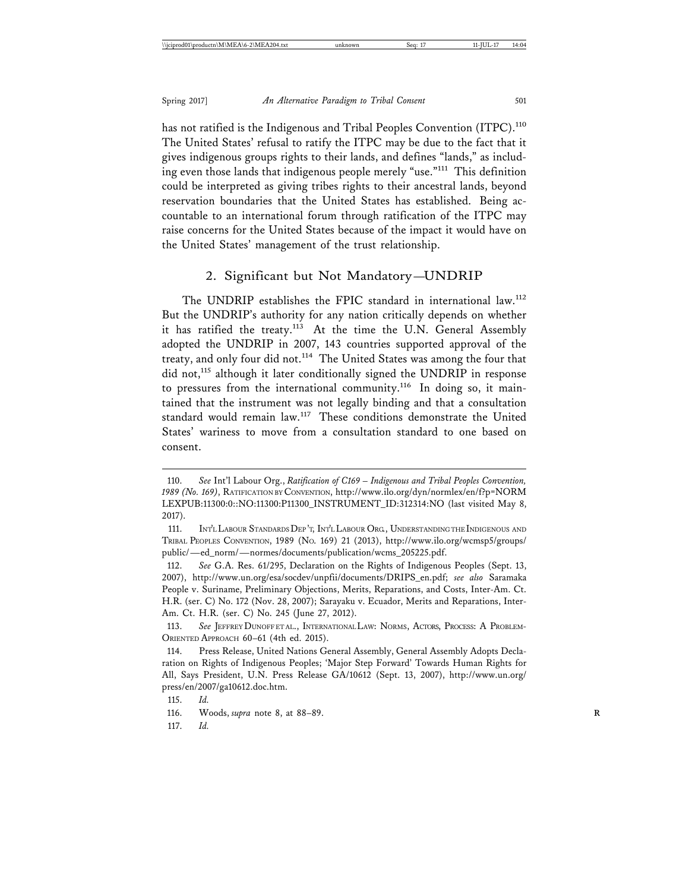has not ratified is the Indigenous and Tribal Peoples Convention (ITPC).[110] The United States' refusal to ratify the ITPC may be due to the fact that it gives indigenous groups rights to their lands, and defines "lands," as including even those lands that indigenous people merely "use."[111] This definition could be interpreted as giving tribes rights to their ancestral lands, beyond reservation boundaries that the United States has established. Being accountable to an international forum through ratification of the ITPC may raise concerns for the United States because of the impact it would have on the United States' management of the trust relationship.

### 2. Significant but Not Mandatory—UNDRIP

The UNDRIP establishes the FPIC standard in international law.[112] But the UNDRIP's authority for any nation critically depends on whether it has ratified the treaty.[113] At the time the U.N. General Assembly adopted the UNDRIP in 2007, 143 countries supported approval of the treaty, and only four did not.[114] The United States was among the four that did not,[115] although it later conditionally signed the UNDRIP in response to pressures from the international community.[116] In doing so, it maintained that the instrument was not legally binding and that a consultation standard would remain law.[117] These conditions demonstrate the United States' wariness to move from a consultation standard to one based on consent.

---

110. *See* Int'l Labour Org., *Ratification of C169 – Indigenous and Tribal Peoples Convention, 1989 (No. 169)*, RATIFICATION BY CONVENTION, http://www.ilo.org/dyn/normlex/en/f?p=NORMLEXPUB:11300:0::NO:11300:P11300_INSTRUMENT_ID:312314:NO (last visited May 8, 2017).

111. INT'L LABOUR STANDARDS DEP'T, INT'L LABOUR ORG., UNDERSTANDING THE INDIGENOUS AND TRIBAL PEOPLES CONVENTION, 1989 (NO. 169) 21 (2013), http://www.ilo.org/wcmsp5/groups/public/—ed_norm/—normes/documents/publication/wcms_205225.pdf.

112. *See* G.A. Res. 61/295, Declaration on the Rights of Indigenous Peoples (Sept. 13, 2007), http://www.un.org/esa/socdev/unpfii/documents/DRIPS_en.pdf; *see also* Saramaka People v. Suriname, Preliminary Objections, Merits, Reparations, and Costs, Inter-Am. Ct. H.R. (ser. C) No. 172 (Nov. 28, 2007); Sarayaku v. Ecuador, Merits and Reparations, Inter-Am. Ct. H.R. (ser. C) No. 245 (June 27, 2012).

113. *See* JEFFREY DUNOFF ET AL., INTERNATIONAL LAW: NORMS, ACTORS, PROCESS: A PROBLEM-ORIENTED APPROACH 60–61 (4th ed. 2015).

114. Press Release, United Nations General Assembly, General Assembly Adopts Declaration on Rights of Indigenous Peoples; 'Major Step Forward' Towards Human Rights for All, Says President, U.N. Press Release GA/10612 (Sept. 13, 2007), http://www.un.org/press/en/2007/ga10612.doc.htm.

115. *Id.*

116. Woods, *supra* note 8, at 88–89.

117. *Id.*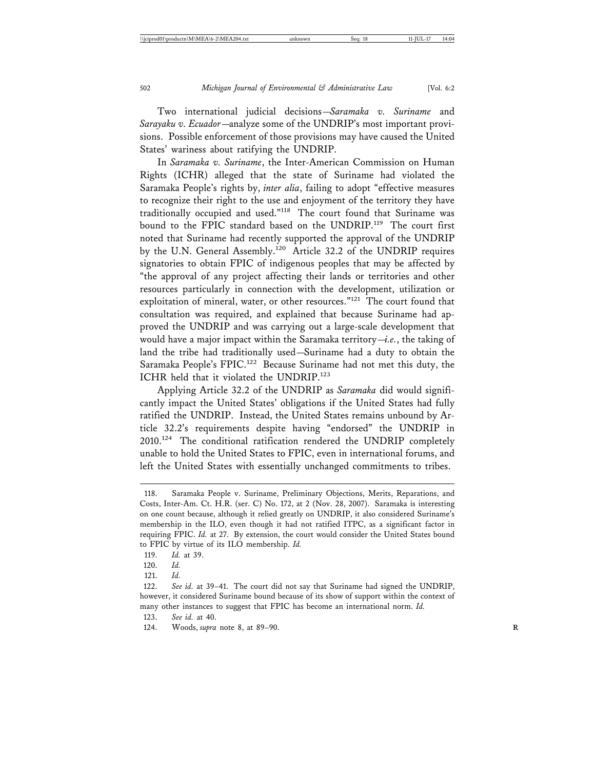Two international judicial decisions—*Saramaka v. Suriname* and *Sarayaku v. Ecuador*—analyze some of the UNDRIP's most important provisions. Possible enforcement of those provisions may have caused the United States' wariness about ratifying the UNDRIP.

In *Saramaka v. Suriname*, the Inter-American Commission on Human Rights (ICHR) alleged that the state of Suriname had violated the Saramaka People's rights by, *inter alia*, failing to adopt "effective measures to recognize their right to the use and enjoyment of the territory they have traditionally occupied and used."[118] The court found that Suriname was bound to the FPIC standard based on the UNDRIP.[119] The court first noted that Suriname had recently supported the approval of the UNDRIP by the U.N. General Assembly.[120] Article 32.2 of the UNDRIP requires signatories to obtain FPIC of indigenous peoples that may be affected by "the approval of any project affecting their lands or territories and other resources particularly in connection with the development, utilization or exploitation of mineral, water, or other resources."[121] The court found that consultation was required, and explained that because Suriname had approved the UNDRIP and was carrying out a large-scale development that would have a major impact within the Saramaka territory—*i.e.*, the taking of land the tribe had traditionally used—Suriname had a duty to obtain the Saramaka People's FPIC.[122] Because Suriname had not met this duty, the ICHR held that it violated the UNDRIP.[123]

Applying Article 32.2 of the UNDRIP as *Saramaka* did would significantly impact the United States' obligations if the United States had fully ratified the UNDRIP. Instead, the United States remains unbound by Article 32.2's requirements despite having "endorsed" the UNDRIP in 2010.[124] The conditional ratification rendered the UNDRIP completely unable to hold the United States to FPIC, even in international forums, and left the United States with essentially unchanged commitments to tribes.

---

118. Saramaka People v. Suriname, Preliminary Objections, Merits, Reparations, and Costs, Inter-Am. Ct. H.R. (ser. C) No. 172, at 2 (Nov. 28, 2007). Saramaka is interesting on one count because, although it relied greatly on UNDRIP, it also considered Suriname's membership in the ILO, even though it had not ratified ITPC, as a significant factor in requiring FPIC. *Id.* at 27. By extension, the court would consider the United States bound to FPIC by virtue of its ILO membership. *Id.*

119. *Id.* at 39.

120. *Id.*

121. *Id.*

122. *See id.* at 39–41. The court did not say that Suriname had signed the UNDRIP, however, it considered Suriname bound because of its show of support within the context of many other instances to suggest that FPIC has become an international norm. *Id.*

123. *See id.* at 40.

124. Woods, *supra* note 8, at 89–90.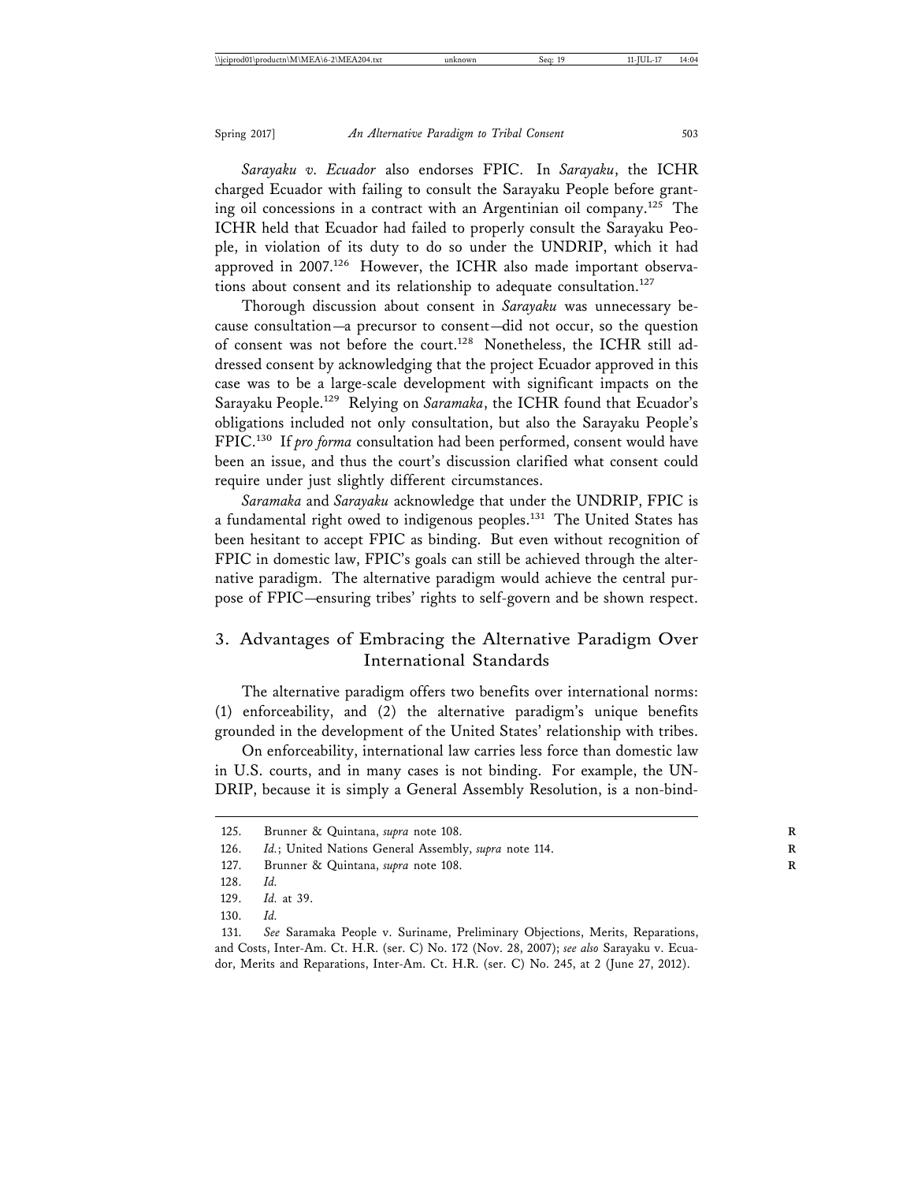*Sarayaku v. Ecuador* also endorses FPIC. In *Sarayaku*, the ICHR charged Ecuador with failing to consult the Sarayaku People before granting oil concessions in a contract with an Argentinian oil company.[125] The ICHR held that Ecuador had failed to properly consult the Sarayaku People, in violation of its duty to do so under the UNDRIP, which it had approved in 2007.[126] However, the ICHR also made important observations about consent and its relationship to adequate consultation.[127]

Thorough discussion about consent in *Sarayaku* was unnecessary because consultation—a precursor to consent—did not occur, so the question of consent was not before the court.[128] Nonetheless, the ICHR still addressed consent by acknowledging that the project Ecuador approved in this case was to be a large-scale development with significant impacts on the Sarayaku People.[129] Relying on *Saramaka*, the ICHR found that Ecuador's obligations included not only consultation, but also the Sarayaku People's FPIC.[130] If *pro forma* consultation had been performed, consent would have been an issue, and thus the court's discussion clarified what consent could require under just slightly different circumstances.

*Saramaka* and *Sarayaku* acknowledge that under the UNDRIP, FPIC is a fundamental right owed to indigenous peoples.[131] The United States has been hesitant to accept FPIC as binding. But even without recognition of FPIC in domestic law, FPIC's goals can still be achieved through the alternative paradigm. The alternative paradigm would achieve the central purpose of FPIC—ensuring tribes' rights to self-govern and be shown respect.

### 3. Advantages of Embracing the Alternative Paradigm Over International Standards

The alternative paradigm offers two benefits over international norms: (1) enforceability, and (2) the alternative paradigm's unique benefits grounded in the development of the United States' relationship with tribes.

On enforceability, international law carries less force than domestic law in U.S. courts, and in many cases is not binding. For example, the UNDRIP, because it is simply a General Assembly Resolution, is a non-bind-

---

125. Brunner & Quintana, *supra* note 108.

126. *Id.*; United Nations General Assembly, *supra* note 114.

127. Brunner & Quintana, *supra* note 108.

128. *Id.*

129. *Id.* at 39.

130. *Id.*

131. *See* Saramaka People v. Suriname, Preliminary Objections, Merits, Reparations, and Costs, Inter-Am. Ct. H.R. (ser. C) No. 172 (Nov. 28, 2007); *see also* Sarayaku v. Ecuador, Merits and Reparations, Inter-Am. Ct. H.R. (ser. C) No. 245, at 2 (June 27, 2012).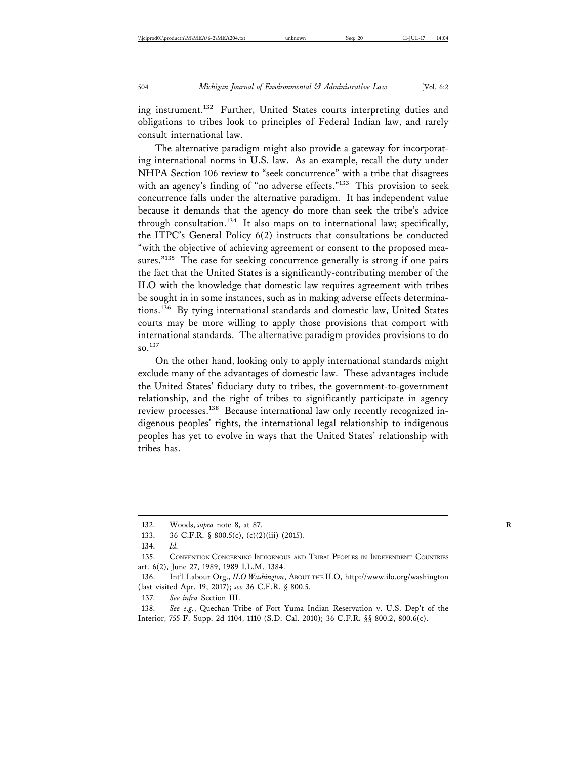ing instrument.[132] Further, United States courts interpreting duties and obligations to tribes look to principles of Federal Indian law, and rarely consult international law.

The alternative paradigm might also provide a gateway for incorporating international norms in U.S. law. As an example, recall the duty under NHPA Section 106 review to "seek concurrence" with a tribe that disagrees with an agency's finding of "no adverse effects."[133] This provision to seek concurrence falls under the alternative paradigm. It has independent value because it demands that the agency do more than seek the tribe's advice through consultation.[134] It also maps on to international law; specifically, the ITPC's General Policy 6(2) instructs that consultations be conducted "with the objective of achieving agreement or consent to the proposed measures."[135] The case for seeking concurrence generally is strong if one pairs the fact that the United States is a significantly-contributing member of the ILO with the knowledge that domestic law requires agreement with tribes be sought in in some instances, such as in making adverse effects determinations.[136] By tying international standards and domestic law, United States courts may be more willing to apply those provisions that comport with international standards. The alternative paradigm provides provisions to do so.[137]

On the other hand, looking only to apply international standards might exclude many of the advantages of domestic law. These advantages include the United States' fiduciary duty to tribes, the government-to-government relationship, and the right of tribes to significantly participate in agency review processes.[138] Because international law only recently recognized indigenous peoples' rights, the international legal relationship to indigenous peoples has yet to evolve in ways that the United States' relationship with tribes has.

---

132. Woods, *supra* note 8, at 87.

133. 36 C.F.R. § 800.5(c), (c)(2)(iii) (2015).

134. *Id.*

135. Convention Concerning Indigenous and Tribal Peoples in Independent Countries art. 6(2), June 27, 1989, 1989 I.L.M. 1384.

136. Int'l Labour Org., *ILO Washington*, About the ILO, http://www.ilo.org/washington (last visited Apr. 19, 2017); *see* 36 C.F.R. § 800.5.

137. *See infra* Section III.

138. *See e.g.*, Quechan Tribe of Fort Yuma Indian Reservation v. U.S. Dep't of the Interior, 755 F. Supp. 2d 1104, 1110 (S.D. Cal. 2010); 36 C.F.R. §§ 800.2, 800.6(c).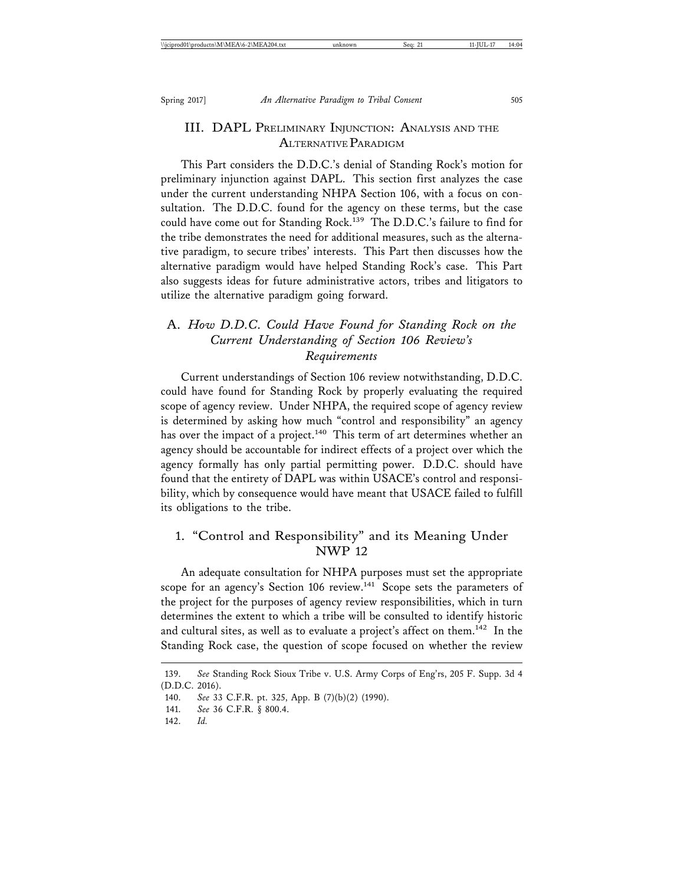## III. DAPL Preliminary Injunction: Analysis and the Alternative Paradigm

This Part considers the D.D.C.'s denial of Standing Rock's motion for preliminary injunction against DAPL. This section first analyzes the case under the current understanding NHPA Section 106, with a focus on consultation. The D.D.C. found for the agency on these terms, but the case could have come out for Standing Rock.[139] The D.D.C.'s failure to find for the tribe demonstrates the need for additional measures, such as the alternative paradigm, to secure tribes' interests. This Part then discusses how the alternative paradigm would have helped Standing Rock's case. This Part also suggests ideas for future administrative actors, tribes and litigators to utilize the alternative paradigm going forward.

### A. *How D.D.C. Could Have Found for Standing Rock on the Current Understanding of Section 106 Review's Requirements*

Current understandings of Section 106 review notwithstanding, D.D.C. could have found for Standing Rock by properly evaluating the required scope of agency review. Under NHPA, the required scope of agency review is determined by asking how much "control and responsibility" an agency has over the impact of a project.[140] This term of art determines whether an agency should be accountable for indirect effects of a project over which the agency formally has only partial permitting power. D.D.C. should have found that the entirety of DAPL was within USACE's control and responsibility, which by consequence would have meant that USACE failed to fulfill its obligations to the tribe.

#### 1. "Control and Responsibility" and its Meaning Under NWP 12

An adequate consultation for NHPA purposes must set the appropriate scope for an agency's Section 106 review.[141] Scope sets the parameters of the project for the purposes of agency review responsibilities, which in turn determines the extent to which a tribe will be consulted to identify historic and cultural sites, as well as to evaluate a project's affect on them.[142] In the Standing Rock case, the question of scope focused on whether the review

---

139. *See* Standing Rock Sioux Tribe v. U.S. Army Corps of Eng'rs, 205 F. Supp. 3d 4 (D.D.C. 2016).

140. *See* 33 C.F.R. pt. 325, App. B (7)(b)(2) (1990).

141. *See* 36 C.F.R. § 800.4.

142. *Id.*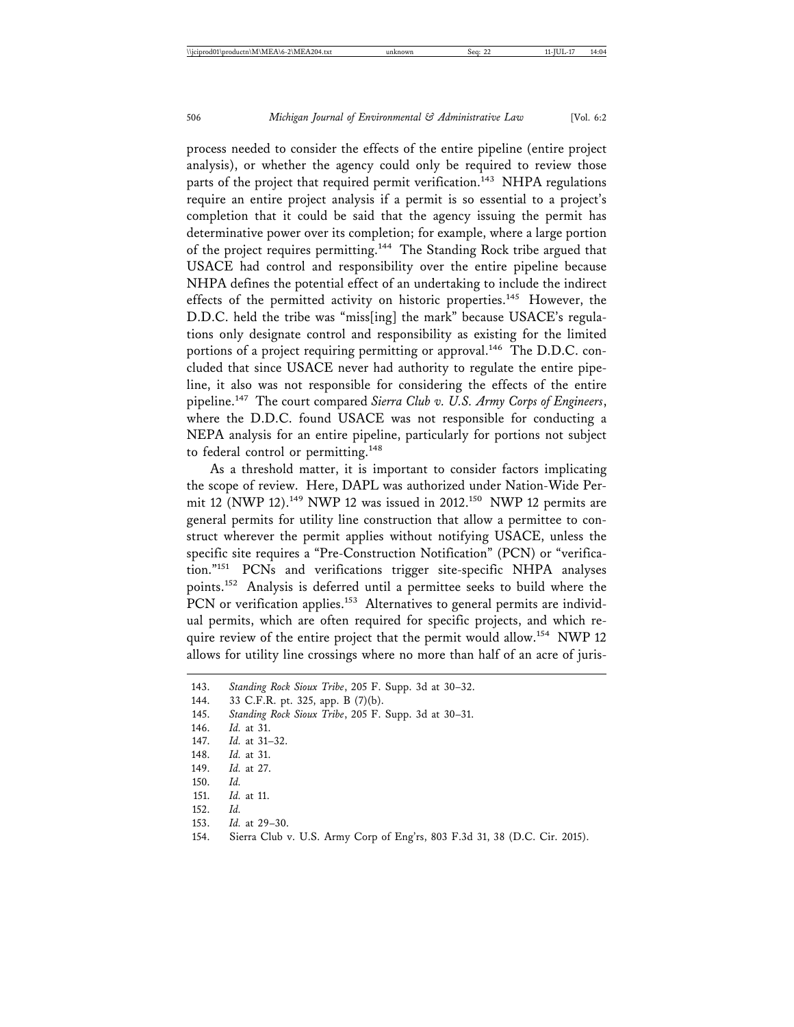process needed to consider the effects of the entire pipeline (entire project analysis), or whether the agency could only be required to review those parts of the project that required permit verification.[143] NHPA regulations require an entire project analysis if a permit is so essential to a project's completion that it could be said that the agency issuing the permit has determinative power over its completion; for example, where a large portion of the project requires permitting.[144] The Standing Rock tribe argued that USACE had control and responsibility over the entire pipeline because NHPA defines the potential effect of an undertaking to include the indirect effects of the permitted activity on historic properties.[145] However, the D.D.C. held the tribe was "miss[ing] the mark" because USACE's regulations only designate control and responsibility as existing for the limited portions of a project requiring permitting or approval.[146] The D.D.C. concluded that since USACE never had authority to regulate the entire pipeline, it also was not responsible for considering the effects of the entire pipeline.[147] The court compared *Sierra Club v. U.S. Army Corps of Engineers*, where the D.D.C. found USACE was not responsible for conducting a NEPA analysis for an entire pipeline, particularly for portions not subject to federal control or permitting.[148]

As a threshold matter, it is important to consider factors implicating the scope of review. Here, DAPL was authorized under Nation-Wide Permit 12 (NWP 12).[149] NWP 12 was issued in 2012.[150] NWP 12 permits are general permits for utility line construction that allow a permittee to construct wherever the permit applies without notifying USACE, unless the specific site requires a "Pre-Construction Notification" (PCN) or "verification."[151] PCNs and verifications trigger site-specific NHPA analyses points.[152] Analysis is deferred until a permittee seeks to build where the PCN or verification applies.[153] Alternatives to general permits are individual permits, which are often required for specific projects, and which require review of the entire project that the permit would allow.[154] NWP 12 allows for utility line crossings where no more than half of an acre of juris-

---

143. *Standing Rock Sioux Tribe*, 205 F. Supp. 3d at 30–32.
144. 33 C.F.R. pt. 325, app. B (7)(b).
145. *Standing Rock Sioux Tribe*, 205 F. Supp. 3d at 30–31.
146. *Id.* at 31.
147. *Id.* at 31–32.
148. *Id.* at 31.
149. *Id.* at 27.
150. *Id.*
151. *Id.* at 11.
152. *Id.*
153. *Id.* at 29–30.
154. Sierra Club v. U.S. Army Corp of Eng'rs, 803 F.3d 31, 38 (D.C. Cir. 2015).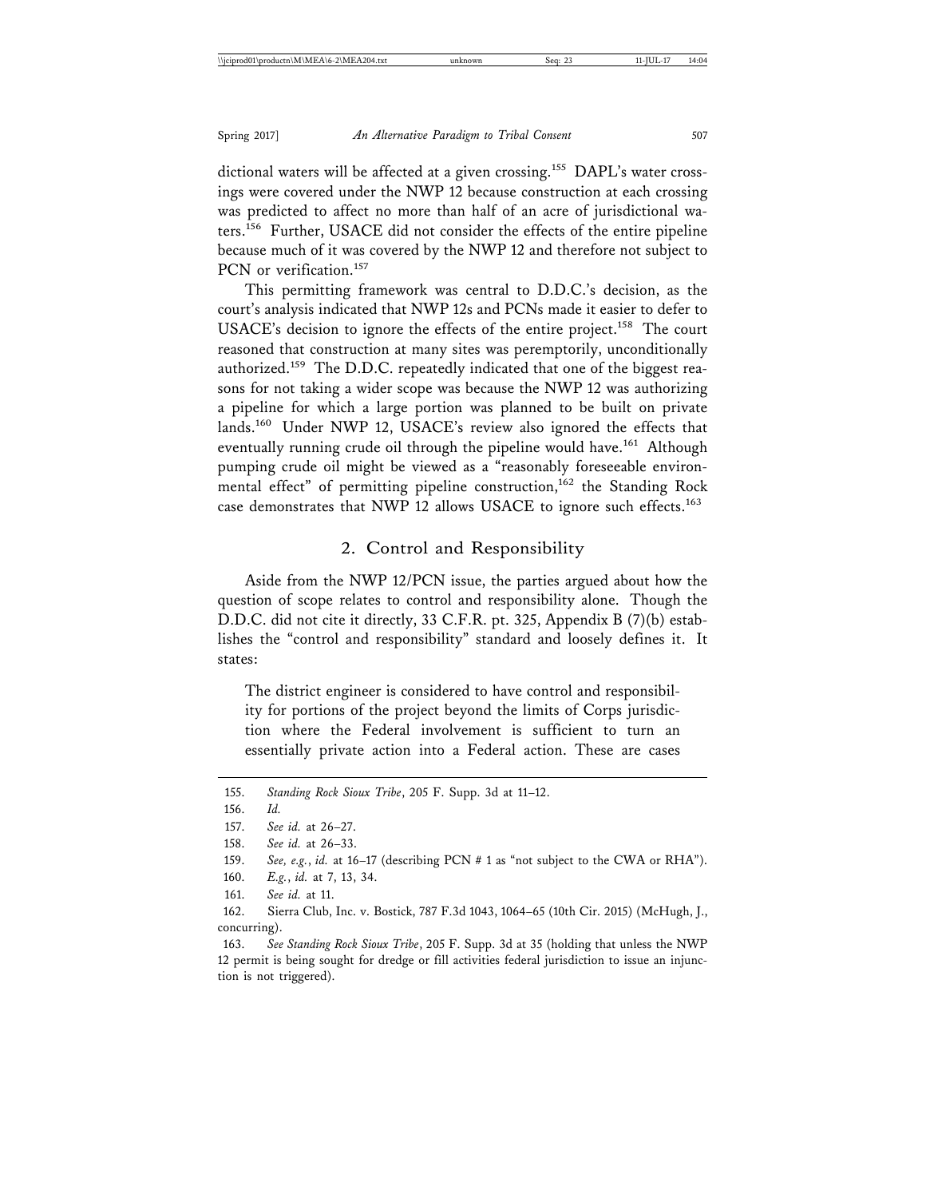dictional waters will be affected at a given crossing.[155] DAPL's water crossings were covered under the NWP 12 because construction at each crossing was predicted to affect no more than half of an acre of jurisdictional waters.[156] Further, USACE did not consider the effects of the entire pipeline because much of it was covered by the NWP 12 and therefore not subject to PCN or verification.[157]

This permitting framework was central to D.D.C.'s decision, as the court's analysis indicated that NWP 12s and PCNs made it easier to defer to USACE's decision to ignore the effects of the entire project.[158] The court reasoned that construction at many sites was peremptorily, unconditionally authorized.[159] The D.D.C. repeatedly indicated that one of the biggest reasons for not taking a wider scope was because the NWP 12 was authorizing a pipeline for which a large portion was planned to be built on private lands.[160] Under NWP 12, USACE's review also ignored the effects that eventually running crude oil through the pipeline would have.[161] Although pumping crude oil might be viewed as a "reasonably foreseeable environmental effect" of permitting pipeline construction,[162] the Standing Rock case demonstrates that NWP 12 allows USACE to ignore such effects.[163]

### 2. Control and Responsibility

Aside from the NWP 12/PCN issue, the parties argued about how the question of scope relates to control and responsibility alone. Though the D.D.C. did not cite it directly, 33 C.F.R. pt. 325, Appendix B (7)(b) establishes the "control and responsibility" standard and loosely defines it. It states:

> The district engineer is considered to have control and responsibility for portions of the project beyond the limits of Corps jurisdiction where the Federal involvement is sufficient to turn an essentially private action into a Federal action. These are cases

---

155. *Standing Rock Sioux Tribe*, 205 F. Supp. 3d at 11–12.

156. *Id.*

157. *See id.* at 26–27.

158. *See id.* at 26–33.

159. *See, e.g.*, *id.* at 16–17 (describing PCN # 1 as "not subject to the CWA or RHA").

160. *E.g.*, *id.* at 7, 13, 34.

161. *See id.* at 11.

162. Sierra Club, Inc. v. Bostick, 787 F.3d 1043, 1064–65 (10th Cir. 2015) (McHugh, J., concurring).

163. *See Standing Rock Sioux Tribe*, 205 F. Supp. 3d at 35 (holding that unless the NWP 12 permit is being sought for dredge or fill activities federal jurisdiction to issue an injunction is not triggered).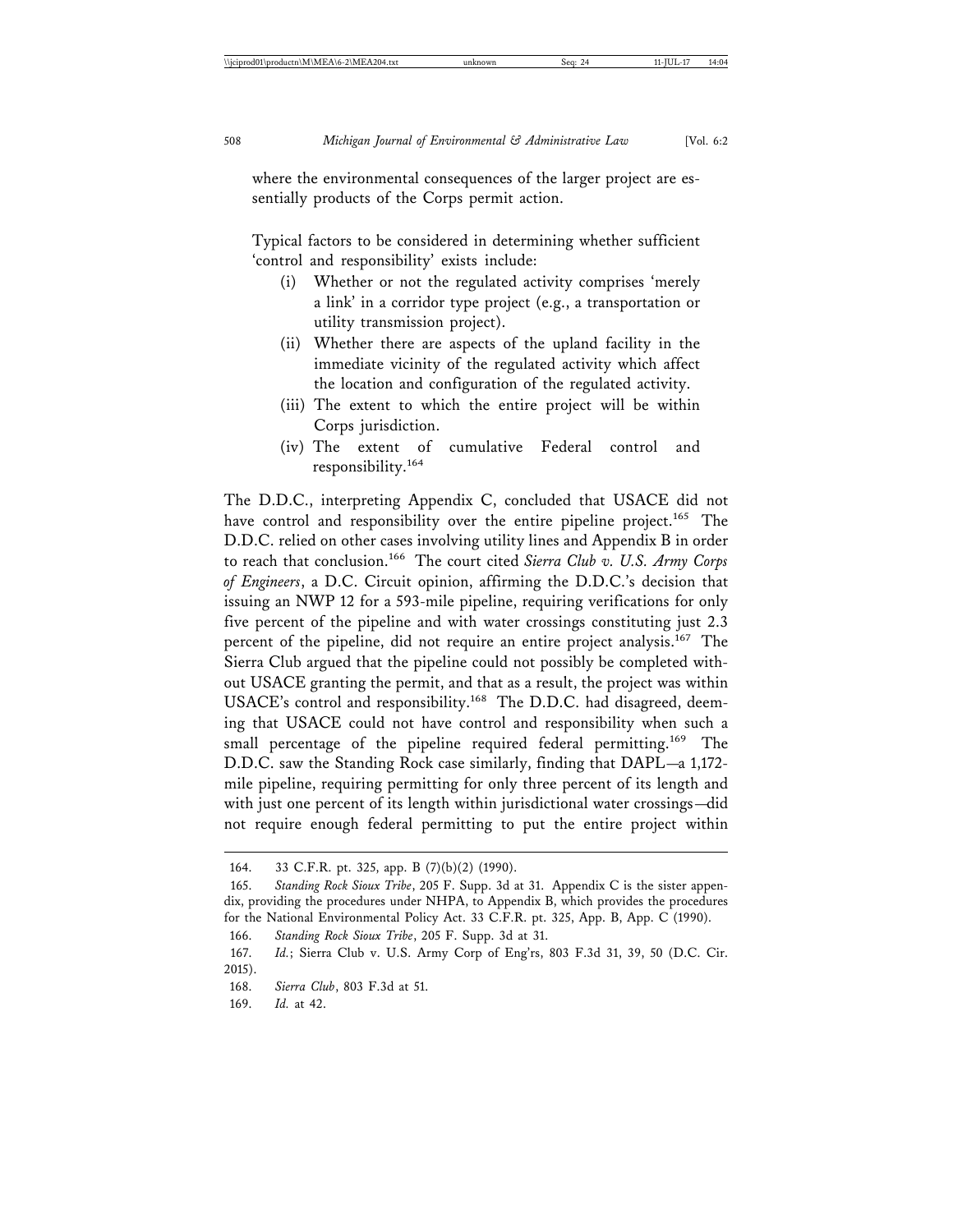where the environmental consequences of the larger project are essentially products of the Corps permit action.

> Typical factors to be considered in determining whether sufficient 'control and responsibility' exists include:
>
> (i) Whether or not the regulated activity comprises 'merely a link' in a corridor type project (e.g., a transportation or utility transmission project).
>
> (ii) Whether there are aspects of the upland facility in the immediate vicinity of the regulated activity which affect the location and configuration of the regulated activity.
>
> (iii) The extent to which the entire project will be within Corps jurisdiction.
>
> (iv) The extent of cumulative Federal control and responsibility.[164]

The D.D.C., interpreting Appendix C, concluded that USACE did not have control and responsibility over the entire pipeline project.[165] The D.D.C. relied on other cases involving utility lines and Appendix B in order to reach that conclusion.[166] The court cited *Sierra Club v. U.S. Army Corps of Engineers*, a D.C. Circuit opinion, affirming the D.D.C.'s decision that issuing an NWP 12 for a 593-mile pipeline, requiring verifications for only five percent of the pipeline and with water crossings constituting just 2.3 percent of the pipeline, did not require an entire project analysis.[167] The Sierra Club argued that the pipeline could not possibly be completed without USACE granting the permit, and that as a result, the project was within USACE's control and responsibility.[168] The D.D.C. had disagreed, deeming that USACE could not have control and responsibility when such a small percentage of the pipeline required federal permitting.[169] The D.D.C. saw the Standing Rock case similarly, finding that DAPL—a 1,172-mile pipeline, requiring permitting for only three percent of its length and with just one percent of its length within jurisdictional water crossings—did not require enough federal permitting to put the entire project within

---

164. 33 C.F.R. pt. 325, app. B (7)(b)(2) (1990).

165. *Standing Rock Sioux Tribe*, 205 F. Supp. 3d at 31. Appendix C is the sister appendix, providing the procedures under NHPA, to Appendix B, which provides the procedures for the National Environmental Policy Act. 33 C.F.R. pt. 325, App. B, App. C (1990).

166. *Standing Rock Sioux Tribe*, 205 F. Supp. 3d at 31.

167. *Id.*; Sierra Club v. U.S. Army Corp of Eng'rs, 803 F.3d 31, 39, 50 (D.C. Cir. 2015).

168. *Sierra Club*, 803 F.3d at 51.

169. *Id.* at 42.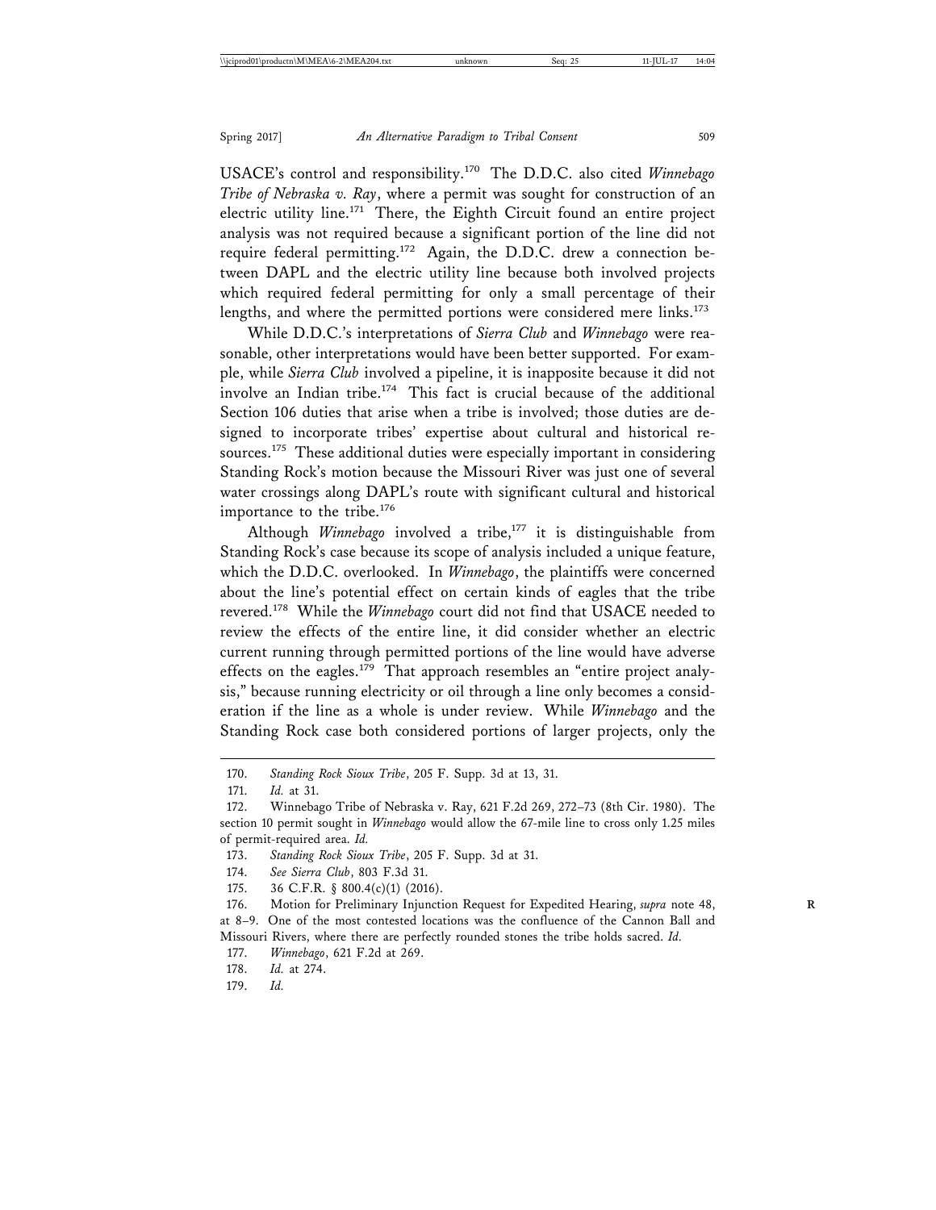USACE's control and responsibility.[170] The D.D.C. also cited *Winnebago Tribe of Nebraska v. Ray*, where a permit was sought for construction of an electric utility line.[171] There, the Eighth Circuit found an entire project analysis was not required because a significant portion of the line did not require federal permitting.[172] Again, the D.D.C. drew a connection between DAPL and the electric utility line because both involved projects which required federal permitting for only a small percentage of their lengths, and where the permitted portions were considered mere links.[173]

While D.D.C.'s interpretations of *Sierra Club* and *Winnebago* were reasonable, other interpretations would have been better supported. For example, while *Sierra Club* involved a pipeline, it is inapposite because it did not involve an Indian tribe.[174] This fact is crucial because of the additional Section 106 duties that arise when a tribe is involved; those duties are designed to incorporate tribes' expertise about cultural and historical resources.[175] These additional duties were especially important in considering Standing Rock's motion because the Missouri River was just one of several water crossings along DAPL's route with significant cultural and historical importance to the tribe.[176]

Although *Winnebago* involved a tribe,[177] it is distinguishable from Standing Rock's case because its scope of analysis included a unique feature, which the D.D.C. overlooked. In *Winnebago*, the plaintiffs were concerned about the line's potential effect on certain kinds of eagles that the tribe revered.[178] While the *Winnebago* court did not find that USACE needed to review the effects of the entire line, it did consider whether an electric current running through permitted portions of the line would have adverse effects on the eagles.[179] That approach resembles an "entire project analysis," because running electricity or oil through a line only becomes a consideration if the line as a whole is under review. While *Winnebago* and the Standing Rock case both considered portions of larger projects, only the

---

170. *Standing Rock Sioux Tribe*, 205 F. Supp. 3d at 13, 31.

171. *Id.* at 31.

172. Winnebago Tribe of Nebraska v. Ray, 621 F.2d 269, 272–73 (8th Cir. 1980). The section 10 permit sought in *Winnebago* would allow the 67-mile line to cross only 1.25 miles of permit-required area. *Id.*

173. *Standing Rock Sioux Tribe*, 205 F. Supp. 3d at 31.

174. *See Sierra Club*, 803 F.3d 31.

175. 36 C.F.R. § 800.4(c)(1) (2016).

176. Motion for Preliminary Injunction Request for Expedited Hearing, *supra* note 48, at 8–9. One of the most contested locations was the confluence of the Cannon Ball and Missouri Rivers, where there are perfectly rounded stones the tribe holds sacred. *Id.*

177. *Winnebago*, 621 F.2d at 269.

178. *Id.* at 274.

179. *Id.*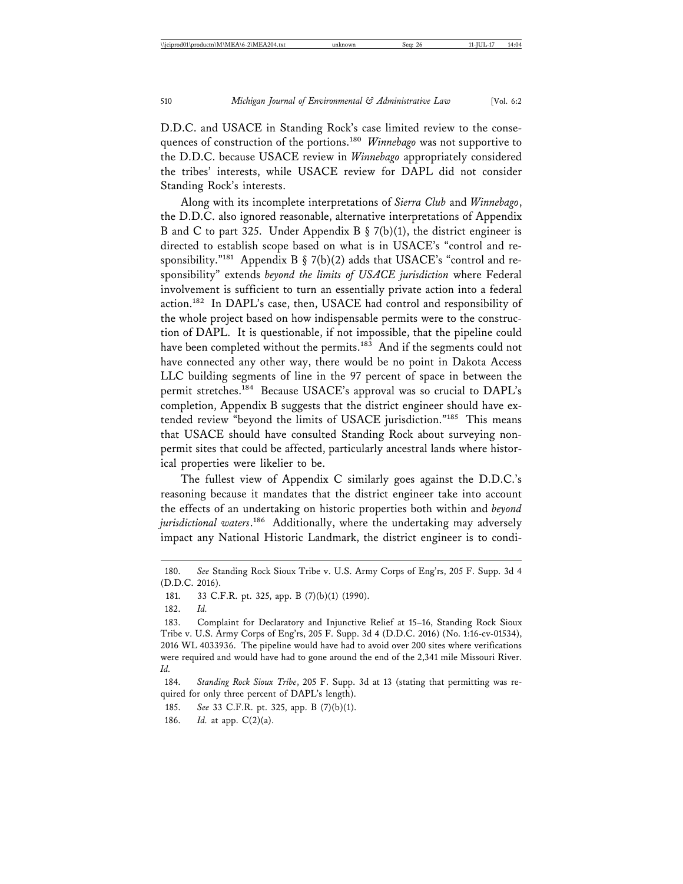D.D.C. and USACE in Standing Rock's case limited review to the consequences of construction of the portions.[180] *Winnebago* was not supportive to the D.D.C. because USACE review in *Winnebago* appropriately considered the tribes' interests, while USACE review for DAPL did not consider Standing Rock's interests.

Along with its incomplete interpretations of *Sierra Club* and *Winnebago*, the D.D.C. also ignored reasonable, alternative interpretations of Appendix B and C to part 325. Under Appendix B § 7(b)(1), the district engineer is directed to establish scope based on what is in USACE's "control and responsibility."[181] Appendix B § 7(b)(2) adds that USACE's "control and responsibility" extends *beyond the limits of USACE jurisdiction* where Federal involvement is sufficient to turn an essentially private action into a federal action.[182] In DAPL's case, then, USACE had control and responsibility of the whole project based on how indispensable permits were to the construction of DAPL. It is questionable, if not impossible, that the pipeline could have been completed without the permits.[183] And if the segments could not have connected any other way, there would be no point in Dakota Access LLC building segments of line in the 97 percent of space in between the permit stretches.[184] Because USACE's approval was so crucial to DAPL's completion, Appendix B suggests that the district engineer should have extended review "beyond the limits of USACE jurisdiction."[185] This means that USACE should have consulted Standing Rock about surveying non-permit sites that could be affected, particularly ancestral lands where historical properties were likelier to be.

The fullest view of Appendix C similarly goes against the D.D.C.'s reasoning because it mandates that the district engineer take into account the effects of an undertaking on historic properties both within and *beyond jurisdictional waters*.[186] Additionally, where the undertaking may adversely impact any National Historic Landmark, the district engineer is to condi-

---

180. *See* Standing Rock Sioux Tribe v. U.S. Army Corps of Eng'rs, 205 F. Supp. 3d 4 (D.D.C. 2016).

181. 33 C.F.R. pt. 325, app. B (7)(b)(1) (1990).

182. *Id.*

183. Complaint for Declaratory and Injunctive Relief at 15–16, Standing Rock Sioux Tribe v. U.S. Army Corps of Eng'rs, 205 F. Supp. 3d 4 (D.D.C. 2016) (No. 1:16-cv-01534), 2016 WL 4033936. The pipeline would have had to avoid over 200 sites where verifications were required and would have had to gone around the end of the 2,341 mile Missouri River. *Id.*

184. *Standing Rock Sioux Tribe*, 205 F. Supp. 3d at 13 (stating that permitting was required for only three percent of DAPL's length).

185. *See* 33 C.F.R. pt. 325, app. B (7)(b)(1).

186. *Id.* at app. C(2)(a).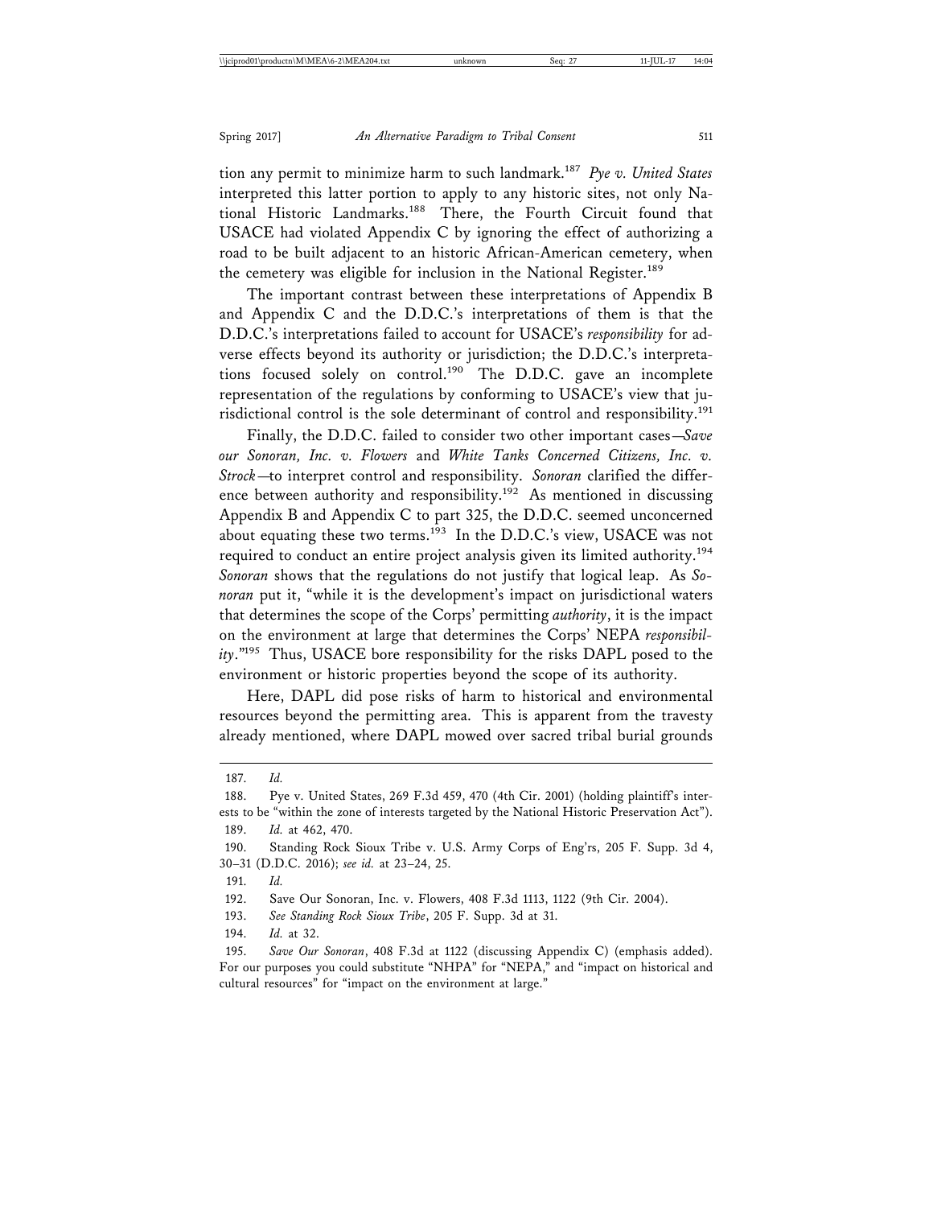tion any permit to minimize harm to such landmark.[187] *Pye v. United States* interpreted this latter portion to apply to any historic sites, not only National Historic Landmarks.[188] There, the Fourth Circuit found that USACE had violated Appendix C by ignoring the effect of authorizing a road to be built adjacent to an historic African-American cemetery, when the cemetery was eligible for inclusion in the National Register.[189]

The important contrast between these interpretations of Appendix B and Appendix C and the D.D.C.'s interpretations of them is that the D.D.C.'s interpretations failed to account for USACE's *responsibility* for adverse effects beyond its authority or jurisdiction; the D.D.C.'s interpretations focused solely on control.[190] The D.D.C. gave an incomplete representation of the regulations by conforming to USACE's view that jurisdictional control is the sole determinant of control and responsibility.[191]

Finally, the D.D.C. failed to consider two other important cases—*Save our Sonoran, Inc. v. Flowers* and *White Tanks Concerned Citizens, Inc. v. Strock*—to interpret control and responsibility. *Sonoran* clarified the difference between authority and responsibility.[192] As mentioned in discussing Appendix B and Appendix C to part 325, the D.D.C. seemed unconcerned about equating these two terms.[193] In the D.D.C.'s view, USACE was not required to conduct an entire project analysis given its limited authority.[194] *Sonoran* shows that the regulations do not justify that logical leap. As *Sonoran* put it, "while it is the development's impact on jurisdictional waters that determines the scope of the Corps' permitting *authority*, it is the impact on the environment at large that determines the Corps' NEPA *responsibility*."[195] Thus, USACE bore responsibility for the risks DAPL posed to the environment or historic properties beyond the scope of its authority.

Here, DAPL did pose risks of harm to historical and environmental resources beyond the permitting area. This is apparent from the travesty already mentioned, where DAPL mowed over sacred tribal burial grounds

---

187. *Id.*

188. Pye v. United States, 269 F.3d 459, 470 (4th Cir. 2001) (holding plaintiff's interests to be "within the zone of interests targeted by the National Historic Preservation Act").

189. *Id.* at 462, 470.

190. Standing Rock Sioux Tribe v. U.S. Army Corps of Eng'rs, 205 F. Supp. 3d 4, 30–31 (D.D.C. 2016); *see id.* at 23–24, 25.

191. *Id.*

192. Save Our Sonoran, Inc. v. Flowers, 408 F.3d 1113, 1122 (9th Cir. 2004).

193. *See Standing Rock Sioux Tribe*, 205 F. Supp. 3d at 31.

194. *Id.* at 32.

195. *Save Our Sonoran*, 408 F.3d at 1122 (discussing Appendix C) (emphasis added). For our purposes you could substitute "NHPA" for "NEPA," and "impact on historical and cultural resources" for "impact on the environment at large."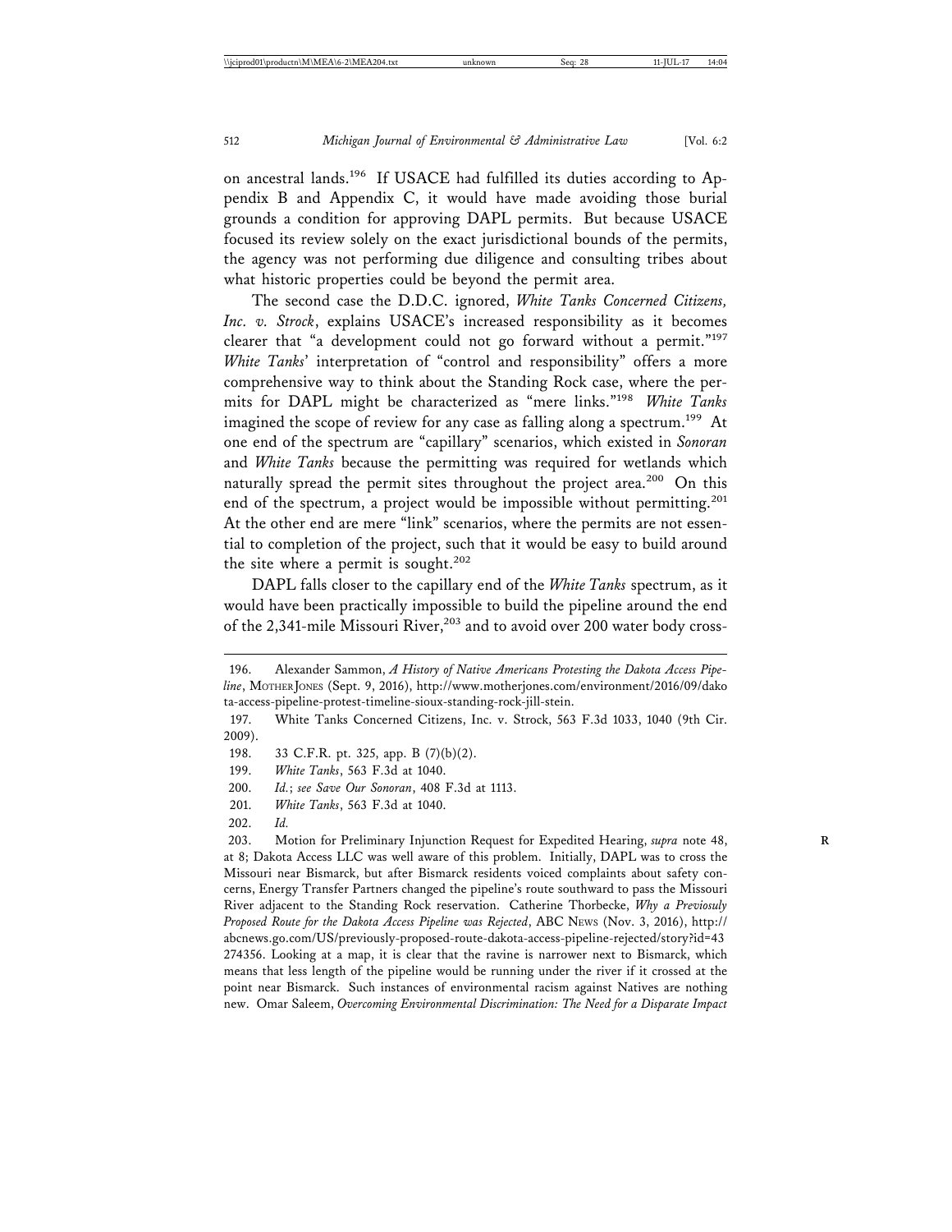on ancestral lands.[196] If USACE had fulfilled its duties according to Appendix B and Appendix C, it would have made avoiding those burial grounds a condition for approving DAPL permits. But because USACE focused its review solely on the exact jurisdictional bounds of the permits, the agency was not performing due diligence and consulting tribes about what historic properties could be beyond the permit area.

The second case the D.D.C. ignored, *White Tanks Concerned Citizens, Inc. v. Strock*, explains USACE's increased responsibility as it becomes clearer that "a development could not go forward without a permit."[197] *White Tanks*' interpretation of "control and responsibility" offers a more comprehensive way to think about the Standing Rock case, where the permits for DAPL might be characterized as "mere links."[198] *White Tanks* imagined the scope of review for any case as falling along a spectrum.[199] At one end of the spectrum are "capillary" scenarios, which existed in *Sonoran* and *White Tanks* because the permitting was required for wetlands which naturally spread the permit sites throughout the project area.[200] On this end of the spectrum, a project would be impossible without permitting.[201] At the other end are mere "link" scenarios, where the permits are not essential to completion of the project, such that it would be easy to build around the site where a permit is sought.[202]

DAPL falls closer to the capillary end of the *White Tanks* spectrum, as it would have been practically impossible to build the pipeline around the end of the 2,341-mile Missouri River,[203] and to avoid over 200 water body cross-

196. Alexander Sammon, *A History of Native Americans Protesting the Dakota Access Pipeline*, MOTHERJONES (Sept. 9, 2016), http://www.motherjones.com/environment/2016/09/dakota-access-pipeline-protest-timeline-sioux-standing-rock-jill-stein.

197. White Tanks Concerned Citizens, Inc. v. Strock, 563 F.3d 1033, 1040 (9th Cir. 2009).

198. 33 C.F.R. pt. 325, app. B (7)(b)(2).

199. *White Tanks*, 563 F.3d at 1040.

200. *Id.*; *see Save Our Sonoran*, 408 F.3d at 1113.

201. *White Tanks*, 563 F.3d at 1040.

202. *Id.*

203. Motion for Preliminary Injunction Request for Expedited Hearing, *supra* note 48, at 8; Dakota Access LLC was well aware of this problem. Initially, DAPL was to cross the Missouri near Bismarck, but after Bismarck residents voiced complaints about safety concerns, Energy Transfer Partners changed the pipeline's route southward to pass the Missouri River adjacent to the Standing Rock reservation. Catherine Thorbecke, *Why a Previosuly Proposed Route for the Dakota Access Pipeline was Rejected*, ABC NEWS (Nov. 3, 2016), http://abcnews.go.com/US/previously-proposed-route-dakota-access-pipeline-rejected/story?id=43274356. Looking at a map, it is clear that the ravine is narrower next to Bismarck, which means that less length of the pipeline would be running under the river if it crossed at the point near Bismarck. Such instances of environmental racism against Natives are nothing new. Omar Saleem, *Overcoming Environmental Discrimination: The Need for a Disparate Impact*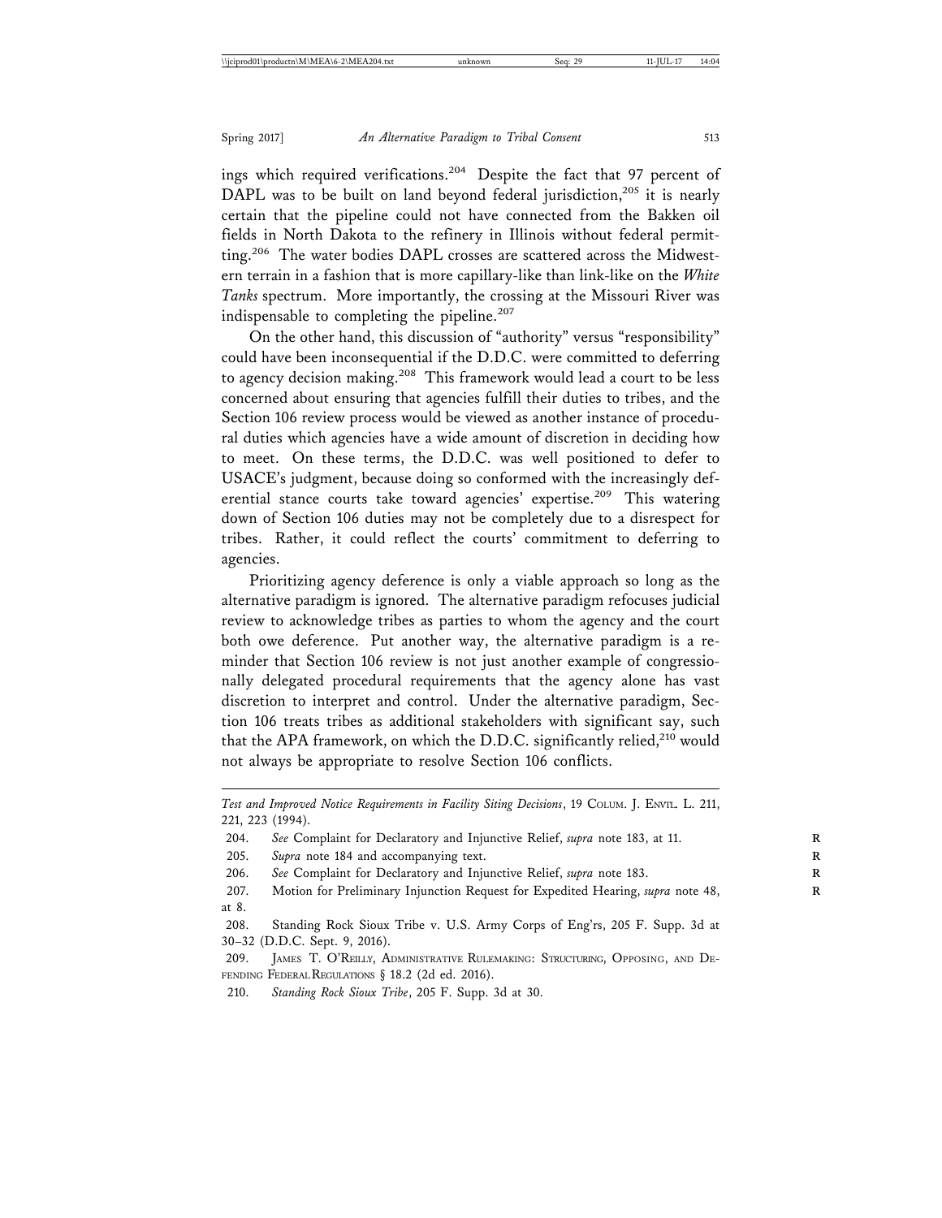ings which required verifications.[204] Despite the fact that 97 percent of DAPL was to be built on land beyond federal jurisdiction,[205] it is nearly certain that the pipeline could not have connected from the Bakken oil fields in North Dakota to the refinery in Illinois without federal permitting.[206] The water bodies DAPL crosses are scattered across the Midwestern terrain in a fashion that is more capillary-like than link-like on the *White Tanks* spectrum. More importantly, the crossing at the Missouri River was indispensable to completing the pipeline.[207]

On the other hand, this discussion of "authority" versus "responsibility" could have been inconsequential if the D.D.C. were committed to deferring to agency decision making.[208] This framework would lead a court to be less concerned about ensuring that agencies fulfill their duties to tribes, and the Section 106 review process would be viewed as another instance of procedural duties which agencies have a wide amount of discretion in deciding how to meet. On these terms, the D.D.C. was well positioned to defer to USACE's judgment, because doing so conformed with the increasingly deferential stance courts take toward agencies' expertise.[209] This watering down of Section 106 duties may not be completely due to a disrespect for tribes. Rather, it could reflect the courts' commitment to deferring to agencies.

Prioritizing agency deference is only a viable approach so long as the alternative paradigm is ignored. The alternative paradigm refocuses judicial review to acknowledge tribes as parties to whom the agency and the court both owe deference. Put another way, the alternative paradigm is a reminder that Section 106 review is not just another example of congressionally delegated procedural requirements that the agency alone has vast discretion to interpret and control. Under the alternative paradigm, Section 106 treats tribes as additional stakeholders with significant say, such that the APA framework, on which the D.D.C. significantly relied,[210] would not always be appropriate to resolve Section 106 conflicts.

---

*Test and Improved Notice Requirements in Facility Siting Decisions*, 19 COLUM. J. ENVTL. L. 211, 221, 223 (1994).

204. *See* Complaint for Declaratory and Injunctive Relief, *supra* note 183, at 11.

205. *Supra* note 184 and accompanying text.

206. *See* Complaint for Declaratory and Injunctive Relief, *supra* note 183.

207. Motion for Preliminary Injunction Request for Expedited Hearing, *supra* note 48, at 8.

208. Standing Rock Sioux Tribe v. U.S. Army Corps of Eng'rs, 205 F. Supp. 3d at 30–32 (D.D.C. Sept. 9, 2016).

209. JAMES T. O'REILLY, ADMINISTRATIVE RULEMAKING: STRUCTURING, OPPOSING, AND DEFENDING FEDERAL REGULATIONS § 18.2 (2d ed. 2016).

210. *Standing Rock Sioux Tribe*, 205 F. Supp. 3d at 30.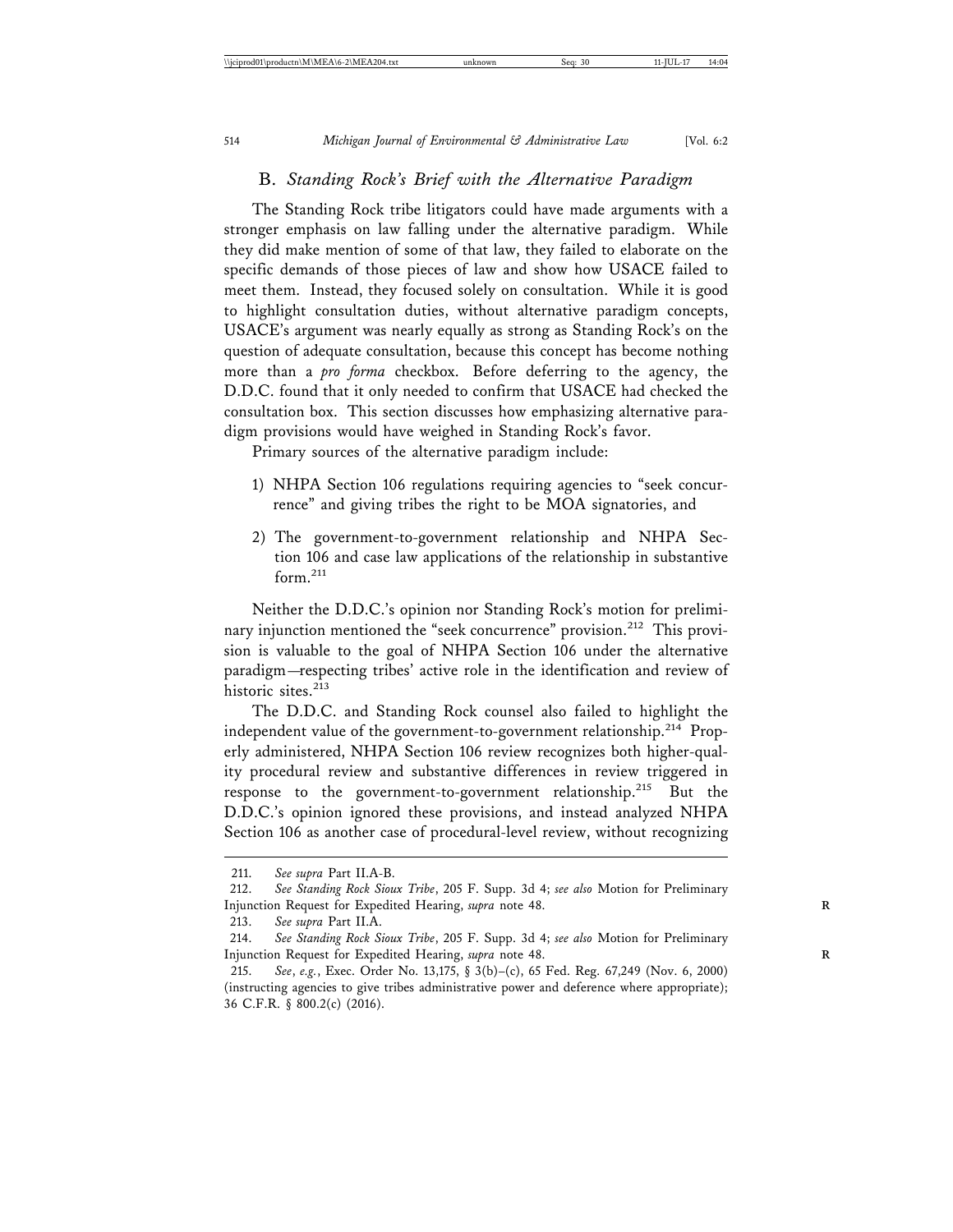## B. *Standing Rock's Brief with the Alternative Paradigm*

The Standing Rock tribe litigators could have made arguments with a stronger emphasis on law falling under the alternative paradigm. While they did make mention of some of that law, they failed to elaborate on the specific demands of those pieces of law and show how USACE failed to meet them. Instead, they focused solely on consultation. While it is good to highlight consultation duties, without alternative paradigm concepts, USACE's argument was nearly equally as strong as Standing Rock's on the question of adequate consultation, because this concept has become nothing more than a *pro forma* checkbox. Before deferring to the agency, the D.D.C. found that it only needed to confirm that USACE had checked the consultation box. This section discusses how emphasizing alternative paradigm provisions would have weighed in Standing Rock's favor.

Primary sources of the alternative paradigm include:

1) NHPA Section 106 regulations requiring agencies to "seek concurrence" and giving tribes the right to be MOA signatories, and

2) The government-to-government relationship and NHPA Section 106 and case law applications of the relationship in substantive form.[211]

Neither the D.D.C.'s opinion nor Standing Rock's motion for preliminary injunction mentioned the "seek concurrence" provision.[212] This provision is valuable to the goal of NHPA Section 106 under the alternative paradigm—respecting tribes' active role in the identification and review of historic sites.[213]

The D.D.C. and Standing Rock counsel also failed to highlight the independent value of the government-to-government relationship.[214] Properly administered, NHPA Section 106 review recognizes both higher-quality procedural review and substantive differences in review triggered in response to the government-to-government relationship.[215] But the D.D.C.'s opinion ignored these provisions, and instead analyzed NHPA Section 106 as another case of procedural-level review, without recognizing

---

211. *See supra* Part II.A-B.

212. *See Standing Rock Sioux Tribe*, 205 F. Supp. 3d 4; *see also* Motion for Preliminary Injunction Request for Expedited Hearing, *supra* note 48.

213. *See supra* Part II.A.

214. *See Standing Rock Sioux Tribe*, 205 F. Supp. 3d 4; *see also* Motion for Preliminary Injunction Request for Expedited Hearing, *supra* note 48.

215. *See, e.g.*, Exec. Order No. 13,175, § 3(b)–(c), 65 Fed. Reg. 67,249 (Nov. 6, 2000) (instructing agencies to give tribes administrative power and deference where appropriate); 36 C.F.R. § 800.2(c) (2016).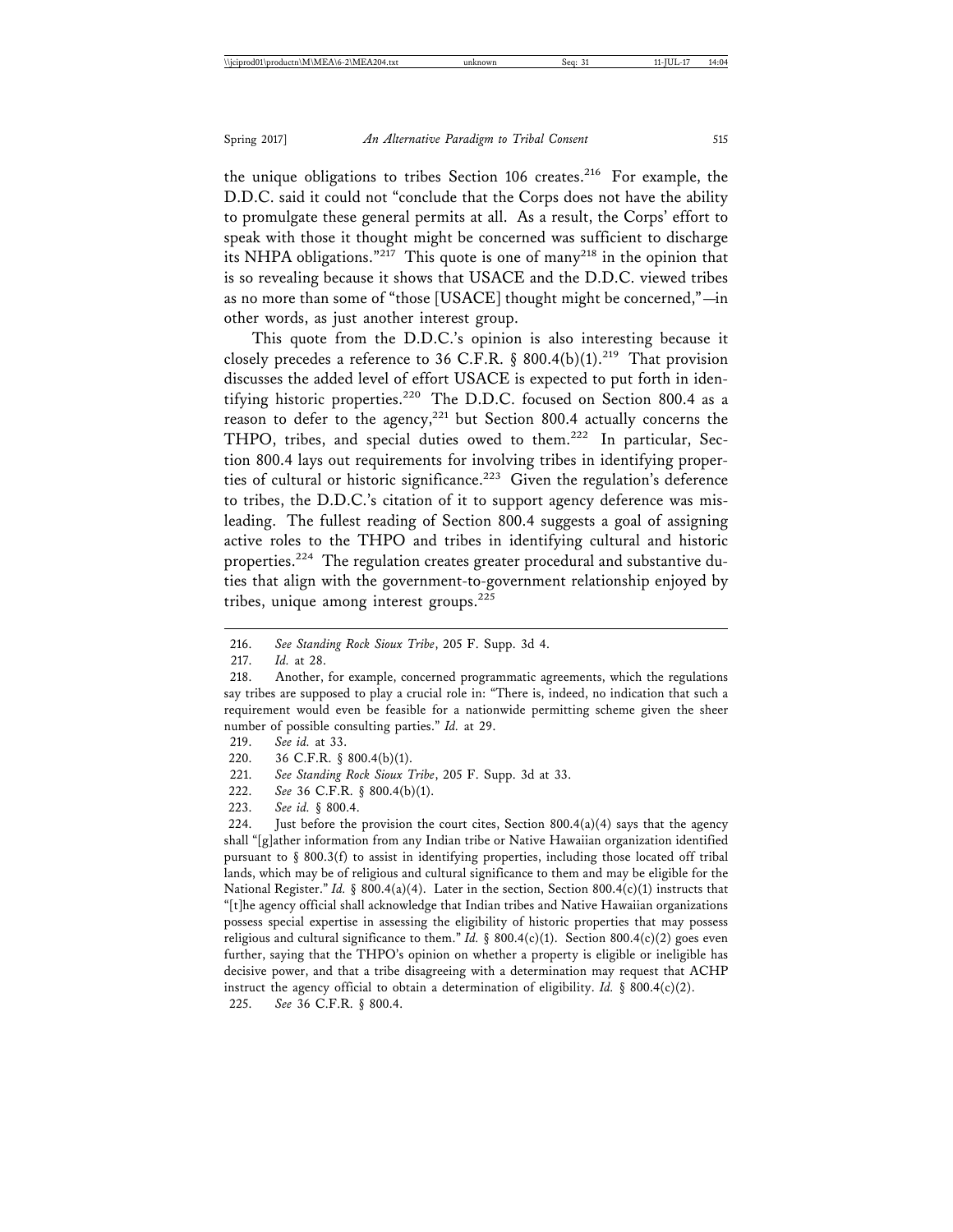the unique obligations to tribes Section 106 creates.[216] For example, the D.D.C. said it could not "conclude that the Corps does not have the ability to promulgate these general permits at all. As a result, the Corps' effort to speak with those it thought might be concerned was sufficient to discharge its NHPA obligations."[217] This quote is one of many[218] in the opinion that is so revealing because it shows that USACE and the D.D.C. viewed tribes as no more than some of "those [USACE] thought might be concerned,"—in other words, as just another interest group.

This quote from the D.D.C.'s opinion is also interesting because it closely precedes a reference to 36 C.F.R. § 800.4(b)(1).[219] That provision discusses the added level of effort USACE is expected to put forth in identifying historic properties.[220] The D.D.C. focused on Section 800.4 as a reason to defer to the agency,[221] but Section 800.4 actually concerns the THPO, tribes, and special duties owed to them.[222] In particular, Section 800.4 lays out requirements for involving tribes in identifying properties of cultural or historic significance.[223] Given the regulation's deference to tribes, the D.D.C.'s citation of it to support agency deference was misleading. The fullest reading of Section 800.4 suggests a goal of assigning active roles to the THPO and tribes in identifying cultural and historic properties.[224] The regulation creates greater procedural and substantive duties that align with the government-to-government relationship enjoyed by tribes, unique among interest groups.[225]

---

216. *See Standing Rock Sioux Tribe*, 205 F. Supp. 3d 4.

217. *Id.* at 28.

218. Another, for example, concerned programmatic agreements, which the regulations say tribes are supposed to play a crucial role in: "There is, indeed, no indication that such a requirement would even be feasible for a nationwide permitting scheme given the sheer number of possible consulting parties." *Id.* at 29.

219. *See id.* at 33.

220. 36 C.F.R. § 800.4(b)(1).

221. *See Standing Rock Sioux Tribe*, 205 F. Supp. 3d at 33.

222. *See* 36 C.F.R. § 800.4(b)(1).

223. *See id.* § 800.4.

224. Just before the provision the court cites, Section 800.4(a)(4) says that the agency shall "[g]ather information from any Indian tribe or Native Hawaiian organization identified pursuant to § 800.3(f) to assist in identifying properties, including those located off tribal lands, which may be of religious and cultural significance to them and may be eligible for the National Register." *Id.* § 800.4(a)(4). Later in the section, Section 800.4(c)(1) instructs that "[t]he agency official shall acknowledge that Indian tribes and Native Hawaiian organizations possess special expertise in assessing the eligibility of historic properties that may possess religious and cultural significance to them." *Id.* § 800.4(c)(1). Section 800.4(c)(2) goes even further, saying that the THPO's opinion on whether a property is eligible or ineligible has decisive power, and that a tribe disagreeing with a determination may request that ACHP instruct the agency official to obtain a determination of eligibility. *Id.* § 800.4(c)(2).

225. *See* 36 C.F.R. § 800.4.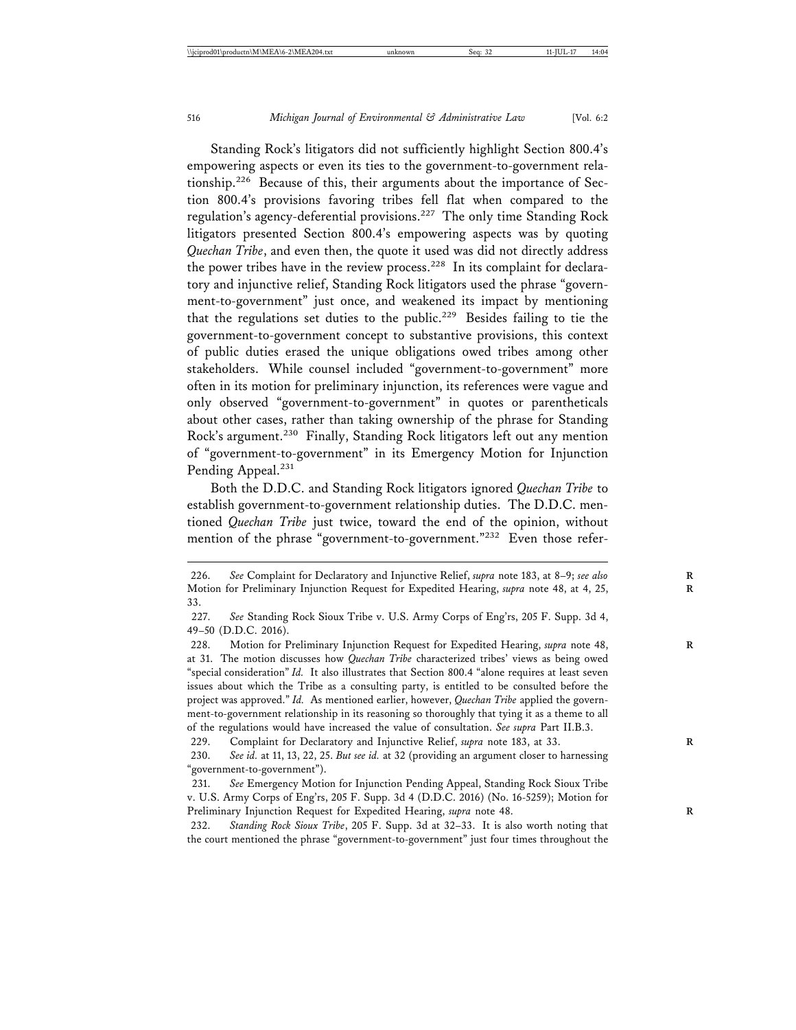Standing Rock's litigators did not sufficiently highlight Section 800.4's empowering aspects or even its ties to the government-to-government relationship.[226] Because of this, their arguments about the importance of Section 800.4's provisions favoring tribes fell flat when compared to the regulation's agency-deferential provisions.[227] The only time Standing Rock litigators presented Section 800.4's empowering aspects was by quoting *Quechan Tribe*, and even then, the quote it used was did not directly address the power tribes have in the review process.[228] In its complaint for declaratory and injunctive relief, Standing Rock litigators used the phrase "government-to-government" just once, and weakened its impact by mentioning that the regulations set duties to the public.[229] Besides failing to tie the government-to-government concept to substantive provisions, this context of public duties erased the unique obligations owed tribes among other stakeholders. While counsel included "government-to-government" more often in its motion for preliminary injunction, its references were vague and only observed "government-to-government" in quotes or parentheticals about other cases, rather than taking ownership of the phrase for Standing Rock's argument.[230] Finally, Standing Rock litigators left out any mention of "government-to-government" in its Emergency Motion for Injunction Pending Appeal.[231]

Both the D.D.C. and Standing Rock litigators ignored *Quechan Tribe* to establish government-to-government relationship duties. The D.D.C. mentioned *Quechan Tribe* just twice, toward the end of the opinion, without mention of the phrase "government-to-government."[232] Even those refer-

226. *See* Complaint for Declaratory and Injunctive Relief, *supra* note 183, at 8–9; *see also* Motion for Preliminary Injunction Request for Expedited Hearing, *supra* note 48, at 4, 25, 33.

227. *See* Standing Rock Sioux Tribe v. U.S. Army Corps of Eng'rs, 205 F. Supp. 3d 4, 49–50 (D.D.C. 2016).

228. Motion for Preliminary Injunction Request for Expedited Hearing, *supra* note 48, at 31. The motion discusses how *Quechan Tribe* characterized tribes' views as being owed "special consideration" *Id.* It also illustrates that Section 800.4 "alone requires at least seven issues about which the Tribe as a consulting party, is entitled to be consulted before the project was approved." *Id.* As mentioned earlier, however, *Quechan Tribe* applied the government-to-government relationship in its reasoning so thoroughly that tying it as a theme to all of the regulations would have increased the value of consultation. *See supra* Part II.B.3.

229. Complaint for Declaratory and Injunctive Relief, *supra* note 183, at 33.

230. *See id.* at 11, 13, 22, 25. *But see id.* at 32 (providing an argument closer to harnessing "government-to-government").

231. *See* Emergency Motion for Injunction Pending Appeal, Standing Rock Sioux Tribe v. U.S. Army Corps of Eng'rs, 205 F. Supp. 3d 4 (D.D.C. 2016) (No. 16-5259); Motion for Preliminary Injunction Request for Expedited Hearing, *supra* note 48.

232. *Standing Rock Sioux Tribe*, 205 F. Supp. 3d at 32–33. It is also worth noting that the court mentioned the phrase "government-to-government" just four times throughout the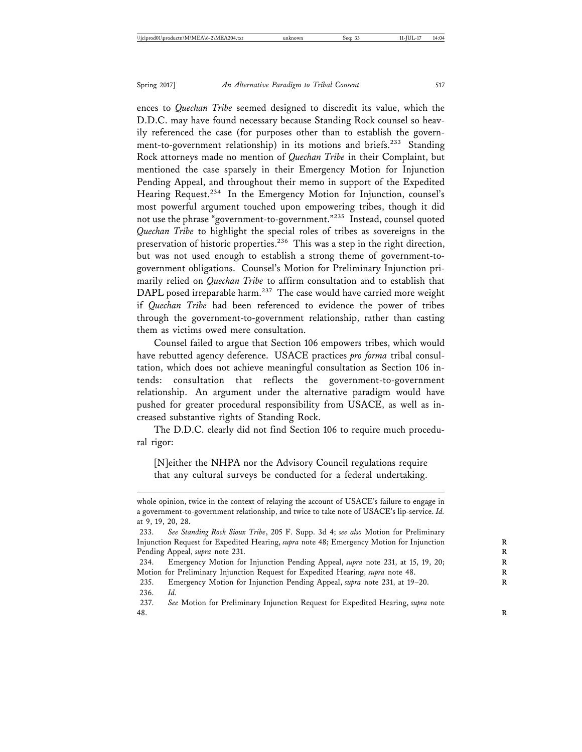ences to *Quechan Tribe* seemed designed to discredit its value, which the D.D.C. may have found necessary because Standing Rock counsel so heavily referenced the case (for purposes other than to establish the government-to-government relationship) in its motions and briefs.[233] Standing Rock attorneys made no mention of *Quechan Tribe* in their Complaint, but mentioned the case sparsely in their Emergency Motion for Injunction Pending Appeal, and throughout their memo in support of the Expedited Hearing Request.[234] In the Emergency Motion for Injunction, counsel's most powerful argument touched upon empowering tribes, though it did not use the phrase "government-to-government."[235] Instead, counsel quoted *Quechan Tribe* to highlight the special roles of tribes as sovereigns in the preservation of historic properties.[236] This was a step in the right direction, but was not used enough to establish a strong theme of government-to-government obligations. Counsel's Motion for Preliminary Injunction primarily relied on *Quechan Tribe* to affirm consultation and to establish that DAPL posed irreparable harm.[237] The case would have carried more weight if *Quechan Tribe* had been referenced to evidence the power of tribes through the government-to-government relationship, rather than casting them as victims owed mere consultation.

Counsel failed to argue that Section 106 empowers tribes, which would have rebutted agency deference. USACE practices *pro forma* tribal consultation, which does not achieve meaningful consultation as Section 106 intends: consultation that reflects the government-to-government relationship. An argument under the alternative paradigm would have pushed for greater procedural responsibility from USACE, as well as increased substantive rights of Standing Rock.

The D.D.C. clearly did not find Section 106 to require much procedural rigor:

> [N]either the NHPA nor the Advisory Council regulations require that any cultural surveys be conducted for a federal undertaking.

---

whole opinion, twice in the context of relaying the account of USACE's failure to engage in a government-to-government relationship, and twice to take note of USACE's lip-service. *Id.* at 9, 19, 20, 28.

233. *See Standing Rock Sioux Tribe*, 205 F. Supp. 3d 4; *see also* Motion for Preliminary Injunction Request for Expedited Hearing, *supra* note 48; Emergency Motion for Injunction Pending Appeal, *supra* note 231.

234. Emergency Motion for Injunction Pending Appeal, *supra* note 231, at 15, 19, 20; Motion for Preliminary Injunction Request for Expedited Hearing, *supra* note 48.

235. Emergency Motion for Injunction Pending Appeal, *supra* note 231, at 19–20.

236. *Id.*

237. *See* Motion for Preliminary Injunction Request for Expedited Hearing, *supra* note 48.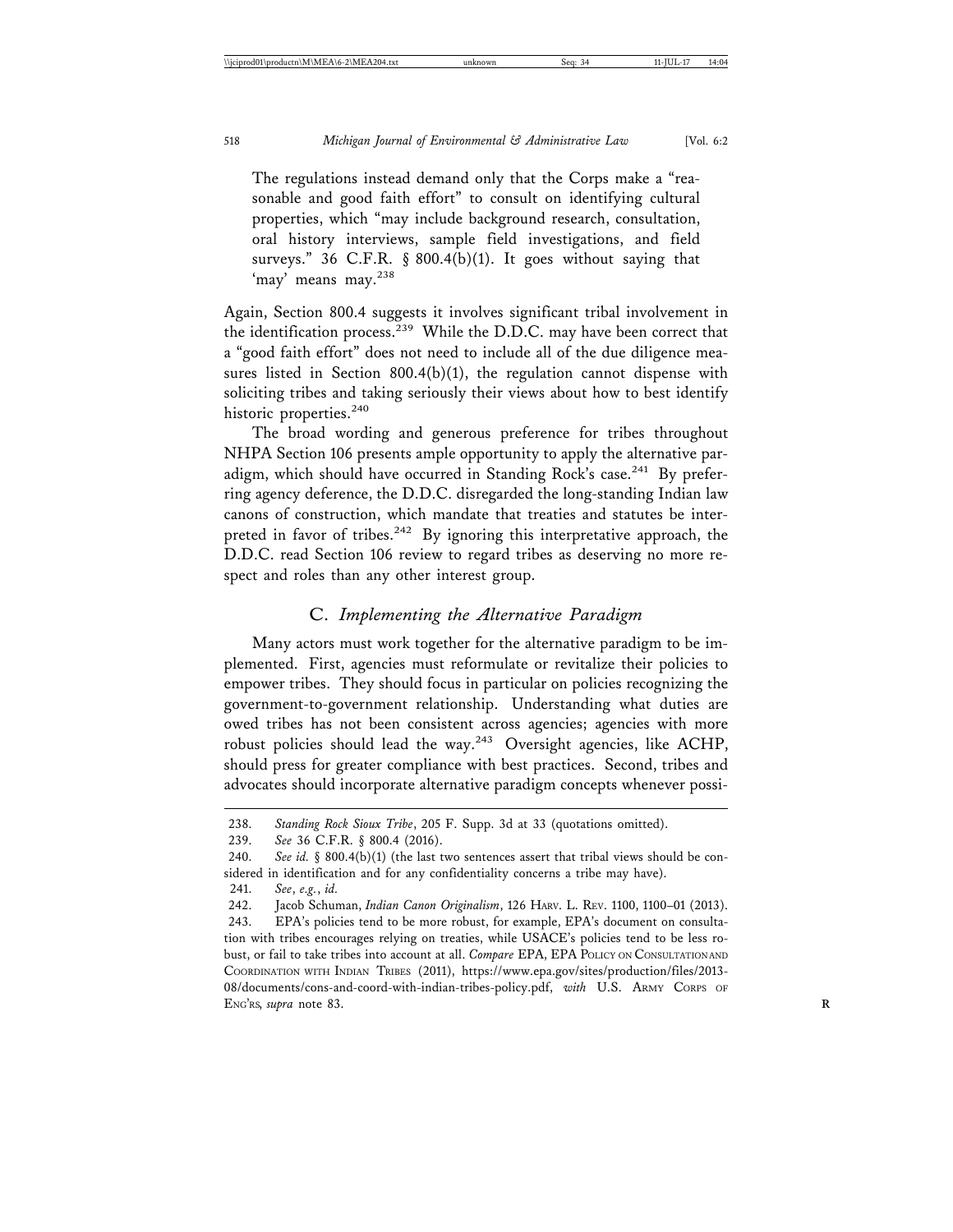> The regulations instead demand only that the Corps make a "reasonable and good faith effort" to consult on identifying cultural properties, which "may include background research, consultation, oral history interviews, sample field investigations, and field surveys." 36 C.F.R. § 800.4(b)(1). It goes without saying that 'may' means may.[238]

Again, Section 800.4 suggests it involves significant tribal involvement in the identification process.[239] While the D.D.C. may have been correct that a "good faith effort" does not need to include all of the due diligence measures listed in Section 800.4(b)(1), the regulation cannot dispense with soliciting tribes and taking seriously their views about how to best identify historic properties.[240]

The broad wording and generous preference for tribes throughout NHPA Section 106 presents ample opportunity to apply the alternative paradigm, which should have occurred in Standing Rock's case.[241] By preferring agency deference, the D.D.C. disregarded the long-standing Indian law canons of construction, which mandate that treaties and statutes be interpreted in favor of tribes.[242] By ignoring this interpretative approach, the D.D.C. read Section 106 review to regard tribes as deserving no more respect and roles than any other interest group.

### C. *Implementing the Alternative Paradigm*

Many actors must work together for the alternative paradigm to be implemented. First, agencies must reformulate or revitalize their policies to empower tribes. They should focus in particular on policies recognizing the government-to-government relationship. Understanding what duties are owed tribes has not been consistent across agencies; agencies with more robust policies should lead the way.[243] Oversight agencies, like ACHP, should press for greater compliance with best practices. Second, tribes and advocates should incorporate alternative paradigm concepts whenever possi-

---

238. *Standing Rock Sioux Tribe*, 205 F. Supp. 3d at 33 (quotations omitted).

239. *See* 36 C.F.R. § 800.4 (2016).

240. *See id.* § 800.4(b)(1) (the last two sentences assert that tribal views should be considered in identification and for any confidentiality concerns a tribe may have).

241. *See*, *e.g.*, *id.*

242. Jacob Schuman, *Indian Canon Originalism*, 126 HARV. L. REV. 1100, 1100–01 (2013).

243. EPA's policies tend to be more robust, for example, EPA's document on consultation with tribes encourages relying on treaties, while USACE's policies tend to be less robust, or fail to take tribes into account at all. *Compare* EPA, EPA POLICY ON CONSULTATION AND COORDINATION WITH INDIAN TRIBES (2011), https://www.epa.gov/sites/production/files/2013-08/documents/cons-and-coord-with-indian-tribes-policy.pdf, *with* U.S. ARMY CORPS OF ENG'RS, *supra* note 83.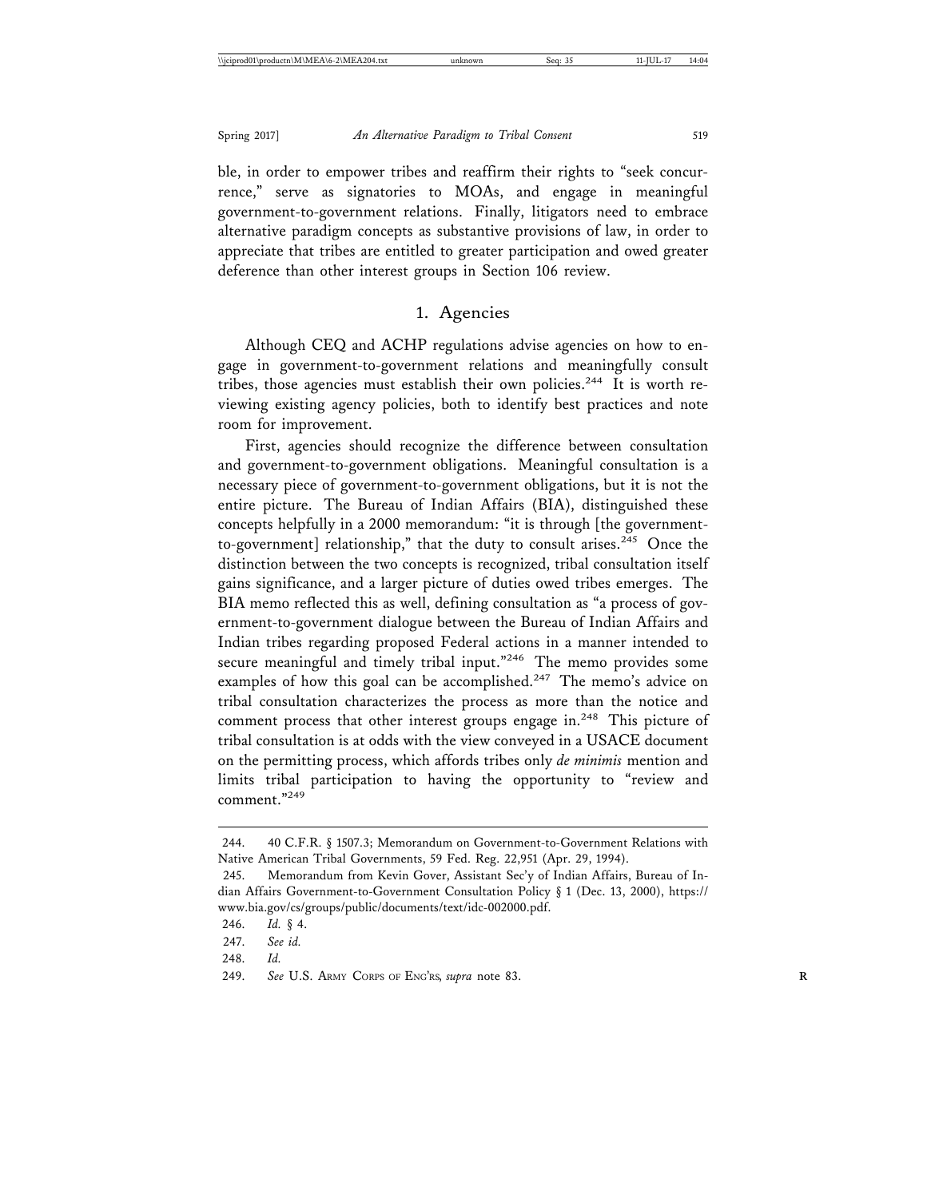ble, in order to empower tribes and reaffirm their rights to "seek concurrence," serve as signatories to MOAs, and engage in meaningful government-to-government relations. Finally, litigators need to embrace alternative paradigm concepts as substantive provisions of law, in order to appreciate that tribes are entitled to greater participation and owed greater deference than other interest groups in Section 106 review.

### 1. Agencies

Although CEQ and ACHP regulations advise agencies on how to engage in government-to-government relations and meaningfully consult tribes, those agencies must establish their own policies.[244] It is worth reviewing existing agency policies, both to identify best practices and note room for improvement.

First, agencies should recognize the difference between consultation and government-to-government obligations. Meaningful consultation is a necessary piece of government-to-government obligations, but it is not the entire picture. The Bureau of Indian Affairs (BIA), distinguished these concepts helpfully in a 2000 memorandum: "it is through [the government-to-government] relationship," that the duty to consult arises.[245] Once the distinction between the two concepts is recognized, tribal consultation itself gains significance, and a larger picture of duties owed tribes emerges. The BIA memo reflected this as well, defining consultation as "a process of government-to-government dialogue between the Bureau of Indian Affairs and Indian tribes regarding proposed Federal actions in a manner intended to secure meaningful and timely tribal input."[246] The memo provides some examples of how this goal can be accomplished.[247] The memo's advice on tribal consultation characterizes the process as more than the notice and comment process that other interest groups engage in.[248] This picture of tribal consultation is at odds with the view conveyed in a USACE document on the permitting process, which affords tribes only *de minimis* mention and limits tribal participation to having the opportunity to "review and comment."[249]

---

244. 40 C.F.R. § 1507.3; Memorandum on Government-to-Government Relations with Native American Tribal Governments, 59 Fed. Reg. 22,951 (Apr. 29, 1994).

245. Memorandum from Kevin Gover, Assistant Sec'y of Indian Affairs, Bureau of Indian Affairs Government-to-Government Consultation Policy § 1 (Dec. 13, 2000), https://www.bia.gov/cs/groups/public/documents/text/idc-002000.pdf.

246. *Id.* § 4.

247. *See id.*

248. *Id.*

249. *See* U.S. ARMY CORPS OF ENG'RS, *supra* note 83.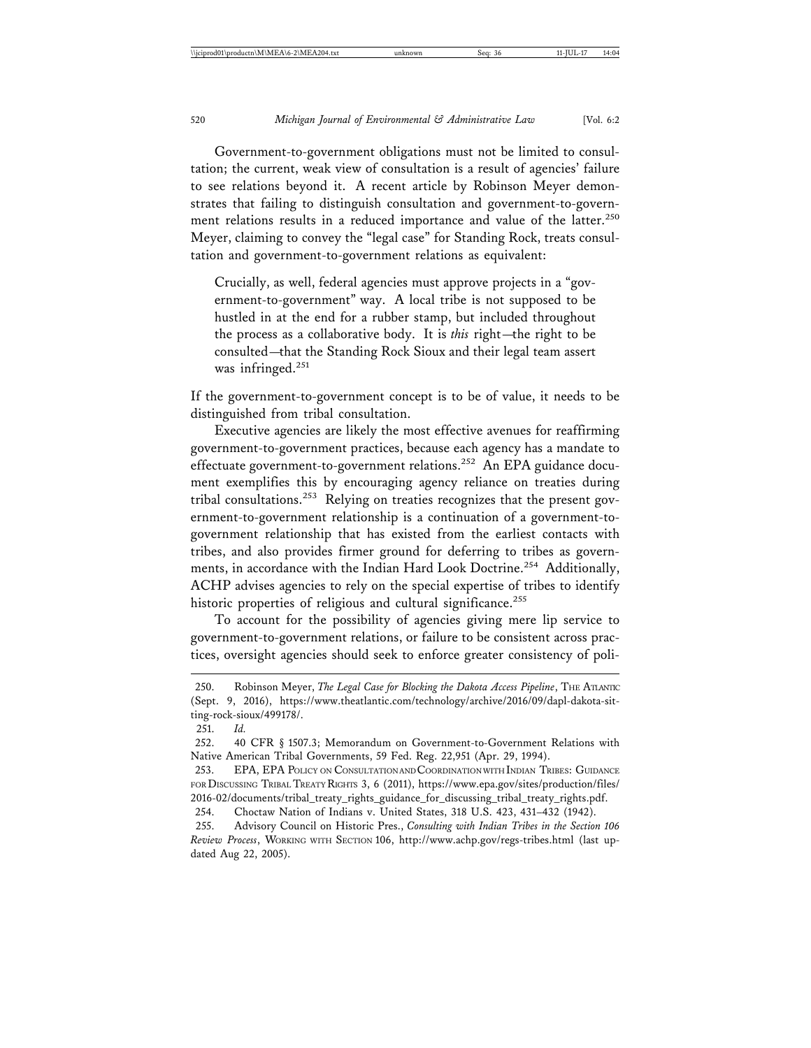Government-to-government obligations must not be limited to consultation; the current, weak view of consultation is a result of agencies' failure to see relations beyond it. A recent article by Robinson Meyer demonstrates that failing to distinguish consultation and government-to-government relations results in a reduced importance and value of the latter.[250] Meyer, claiming to convey the "legal case" for Standing Rock, treats consultation and government-to-government relations as equivalent:

> Crucially, as well, federal agencies must approve projects in a "government-to-government" way. A local tribe is not supposed to be hustled in at the end for a rubber stamp, but included throughout the process as a collaborative body. It is *this* right—the right to be consulted—that the Standing Rock Sioux and their legal team assert was infringed.[251]

If the government-to-government concept is to be of value, it needs to be distinguished from tribal consultation.

Executive agencies are likely the most effective avenues for reaffirming government-to-government practices, because each agency has a mandate to effectuate government-to-government relations.[252] An EPA guidance document exemplifies this by encouraging agency reliance on treaties during tribal consultations.[253] Relying on treaties recognizes that the present government-to-government relationship is a continuation of a government-to-government relationship that has existed from the earliest contacts with tribes, and also provides firmer ground for deferring to tribes as governments, in accordance with the Indian Hard Look Doctrine.[254] Additionally, ACHP advises agencies to rely on the special expertise of tribes to identify historic properties of religious and cultural significance.[255]

To account for the possibility of agencies giving mere lip service to government-to-government relations, or failure to be consistent across practices, oversight agencies should seek to enforce greater consistency of poli-

---

250. Robinson Meyer, *The Legal Case for Blocking the Dakota Access Pipeline*, THE ATLANTIC (Sept. 9, 2016), https://www.theatlantic.com/technology/archive/2016/09/dapl-dakota-sitting-rock-sioux/499178/.

251. *Id.*

252. 40 CFR § 1507.3; Memorandum on Government-to-Government Relations with Native American Tribal Governments, 59 Fed. Reg. 22,951 (Apr. 29, 1994).

253. EPA, EPA POLICY ON CONSULTATION AND COORDINATION WITH INDIAN TRIBES: GUIDANCE FOR DISCUSSING TRIBAL TREATY RIGHTS 3, 6 (2011), https://www.epa.gov/sites/production/files/2016-02/documents/tribal_treaty_rights_guidance_for_discussing_tribal_treaty_rights.pdf.

254. Choctaw Nation of Indians v. United States, 318 U.S. 423, 431–432 (1942).

255. Advisory Council on Historic Pres., *Consulting with Indian Tribes in the Section 106 Review Process*, WORKING WITH SECTION 106, http://www.achp.gov/regs-tribes.html (last updated Aug 22, 2005).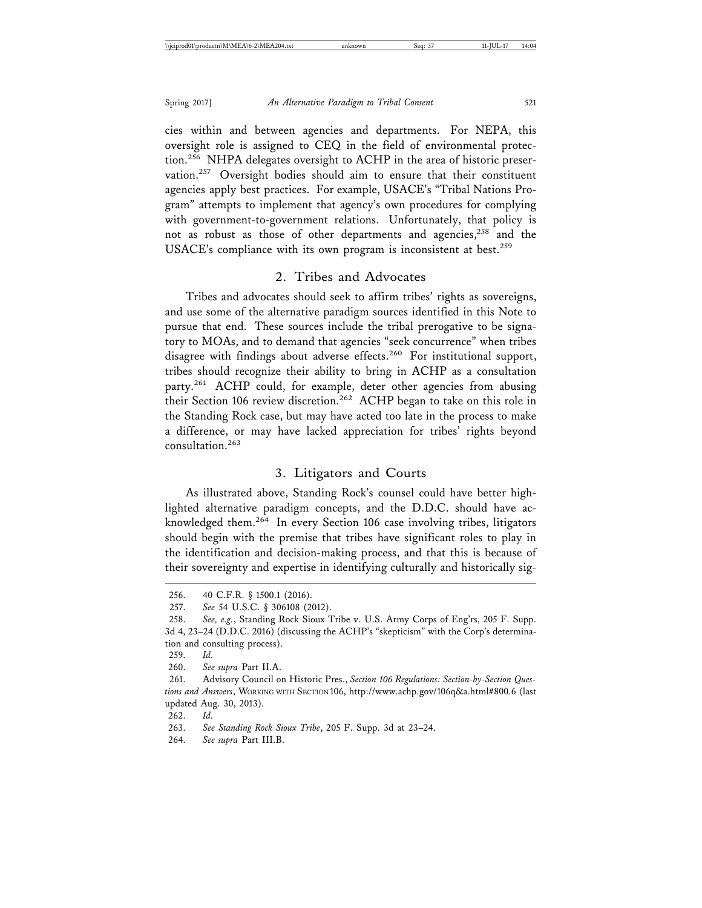cies within and between agencies and departments. For NEPA, this oversight role is assigned to CEQ in the field of environmental protection.[256] NHPA delegates oversight to ACHP in the area of historic preservation.[257] Oversight bodies should aim to ensure that their constituent agencies apply best practices. For example, USACE's "Tribal Nations Program" attempts to implement that agency's own procedures for complying with government-to-government relations. Unfortunately, that policy is not as robust as those of other departments and agencies,[258] and the USACE's compliance with its own program is inconsistent at best.[259]

### 2. Tribes and Advocates

Tribes and advocates should seek to affirm tribes' rights as sovereigns, and use some of the alternative paradigm sources identified in this Note to pursue that end. These sources include the tribal prerogative to be signatory to MOAs, and to demand that agencies "seek concurrence" when tribes disagree with findings about adverse effects.[260] For institutional support, tribes should recognize their ability to bring in ACHP as a consultation party.[261] ACHP could, for example, deter other agencies from abusing their Section 106 review discretion.[262] ACHP began to take on this role in the Standing Rock case, but may have acted too late in the process to make a difference, or may have lacked appreciation for tribes' rights beyond consultation.[263]

### 3. Litigators and Courts

As illustrated above, Standing Rock's counsel could have better highlighted alternative paradigm concepts, and the D.D.C. should have acknowledged them.[264] In every Section 106 case involving tribes, litigators should begin with the premise that tribes have significant roles to play in the identification and decision-making process, and that this is because of their sovereignty and expertise in identifying culturally and historically sig-

---

256. 40 C.F.R. § 1500.1 (2016).

257. *See* 54 U.S.C. § 306108 (2012).

258. *See, e.g.*, Standing Rock Sioux Tribe v. U.S. Army Corps of Eng'rs, 205 F. Supp. 3d 4, 23–24 (D.D.C. 2016) (discussing the ACHP's "skepticism" with the Corp's determination and consulting process).

259. *Id.*

260. *See supra* Part II.A.

261. Advisory Council on Historic Pres., *Section 106 Regulations: Section-by-Section Questions and Answers*, WORKING WITH SECTION 106, http://www.achp.gov/106q&a.html#800.6 (last updated Aug. 30, 2013).

262. *Id.*

263. *See Standing Rock Sioux Tribe*, 205 F. Supp. 3d at 23–24.

264. *See supra* Part III.B.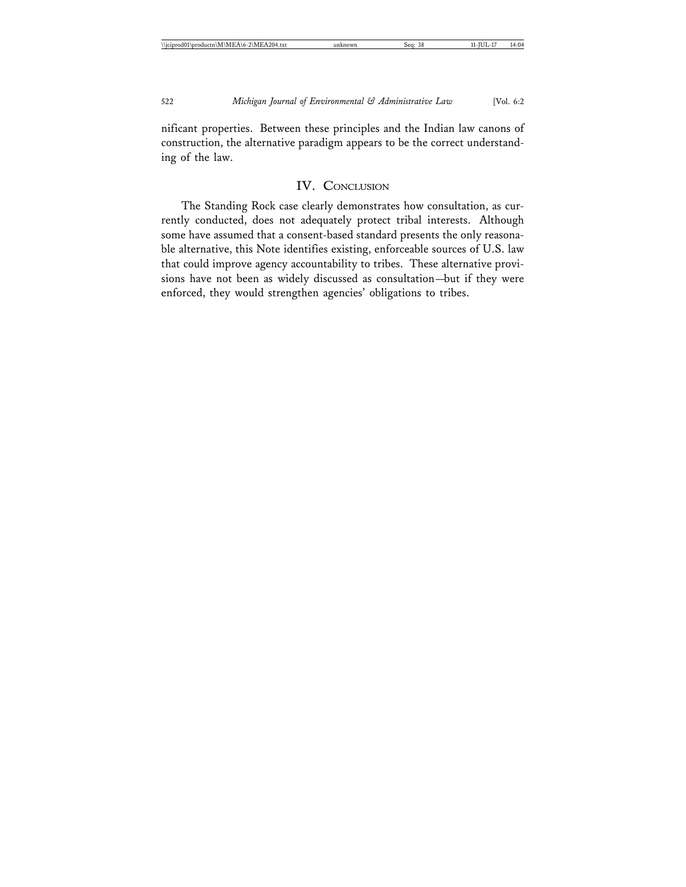nificant properties. Between these principles and the Indian law canons of construction, the alternative paradigm appears to be the correct understanding of the law.

## IV. Conclusion

The Standing Rock case clearly demonstrates how consultation, as currently conducted, does not adequately protect tribal interests. Although some have assumed that a consent-based standard presents the only reasonable alternative, this Note identifies existing, enforceable sources of U.S. law that could improve agency accountability to tribes. These alternative provisions have not been as widely discussed as consultation—but if they were enforced, they would strengthen agencies' obligations to tribes.